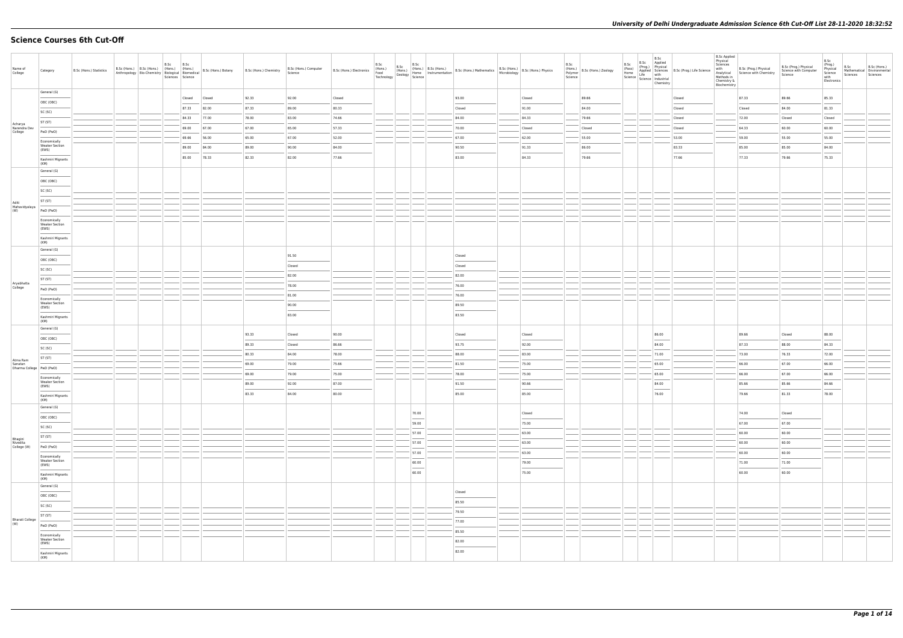# Science Courses 6th Cut-Off

| Name of College | Category | B.Sc (Hons.) Statistics | B.Sc (Hons.) Anthropology | B.Sc (Hons.) Bio-Chemistry | B.Sc (Hons.) Biological Sciences | B.Sc (Hons.) Biomedical Science | B.Sc (Hons.) Botany | B.Sc (Hons.) Chemistry | B.Sc (Hons.) Computer Science | B.Sc (Hons.) Electronics | B.Sc (Hons.) Food Technology | B.Sc (Hons.) Geology | B.Sc (Hons.) Home Science | B.Sc (Hons.) Instrumentation | B.Sc (Hons.) Mathematics | B.Sc (Hons.) Microbiology | B.Sc (Hons.) Physics | B.Sc (Hons.) Polymer Science | B.Sc (Hons.) Zoology | B.Sc (Pass) Home Science | B.Sc (Prog.) Applied Life Science | B.Sc Applied Physical Sciences with Industrial Chemistry | B.Sc (Prog.) Life Science | B.Sc Applied Physical Sciences with Analytical Methods in Chemistry & Biochemistry | B.Sc (Prog.) Physical Science with Chemistry | B.Sc (Prog.) Physical Science with Computer Science | B.Sc (Prog.) Physical Science with Electronics | B.Sc Mathematical Sciences | B.Sc (Hons.) Environmental Sciences |
|---|---|---|---|---|---|---|---|---|---|---|---|---|---|---|---|---|---|---|---|---|---|---|---|---|---|---|---|---|---|
| Acharya Narendra Dev College | General (G) | | | | | Closed | Closed | 92.33 | 92.00 | Closed | | | | | 93.00 | | Closed | | 89.66 | | | | Closed | | 87.33 | 89.66 | 85.33 | | |
| | OBC (OBC) | | | | | 87.33 | 82.00 | 87.33 | 89.00 | 80.33 | | | | | Closed | | 91.00 | | 84.00 | | | | Closed | | Closed | 84.00 | 81.33 | | |
| | SC (SC) | | | | | 84.33 | 77.00 | 78.00 | 83.00 | 74.66 | | | | | 84.00 | | 84.33 | | 79.66 | | | | Closed | | 72.00 | Closed | Closed | | |
| | ST (ST) | | | | | 69.00 | 67.00 | 67.00 | 65.00 | 57.33 | | | | | 70.00 | | Closed | | Closed | | | | Closed | | 64.33 | 60.00 | 60.00 | | |
| | PwD (PwD) | | | | | 69.66 | 56.00 | 65.00 | 67.00 | 52.00 | | | | | 67.00 | | 62.00 | | 55.00 | | | | 53.00 | | 59.00 | 55.00 | 55.00 | | |
| | Economically Weaker Section (EWS) | | | | | 89.00 | 84.00 | 89.00 | 90.00 | 84.00 | | | | | 90.50 | | 91.33 | | 86.00 | | | | 83.33 | | 85.00 | 85.00 | 84.00 | | |
| | Kashmiri Migrants (KM) | | | | | 85.00 | 78.33 | 82.33 | 82.00 | 77.66 | | | | | 83.00 | | 84.33 | | 79.66 | | | | 77.66 | | 77.33 | 79.66 | 75.33 | | |
| Aditi Mahavidyalaya (W) | General (G) | | | | | | | | | | | | | | | | | | | | | | | | | | | | |
| | OBC (OBC) | | | | | | | | | | | | | | | | | | | | | | | | | | | | |
| | SC (SC) | | | | | | | | | | | | | | | | | | | | | | | | | | | | |
| | ST (ST) | | | | | | | | | | | | | | | | | | | | | | | | | | | | |
| | PwD (PwD) | | | | | | | | | | | | | | | | | | | | | | | | | | | | |
| | Economically Weaker Section (EWS) | | | | | | | | | | | | | | | | | | | | | | | | | | | | |
| | Kashmiri Migrants (KM) | | | | | | | | | | | | | | | | | | | | | | | | | | | | |
| Aryabhatta College | General (G) | | | | | | | | 91.50 | | | | | | Closed | | | | | | | | | | | | | | |
| | OBC (OBC) | | | | | | | | Closed | | | | | | Closed | | | | | | | | | | | | | | |
| | SC (SC) | | | | | | | | 82.00 | | | | | | 82.00 | | | | | | | | | | | | | | |
| | ST (ST) | | | | | | | | 78.00 | | | | | | 76.00 | | | | | | | | | | | | | | |
| | PwD (PwD) | | | | | | | | 81.00 | | | | | | 76.00 | | | | | | | | | | | | | | |
| | Economically Weaker Section (EWS) | | | | | | | | 90.00 | | | | | | 89.50 | | | | | | | | | | | | | | |
| | Kashmiri Migrants (KM) | | | | | | | | 83.00 | | | | | | 83.50 | | | | | | | | | | | | | | |
| Atma Ram Sanatan Dharma College | General (G) | | | | | | | 93.33 | Closed | 90.00 | | | | | Closed | | Closed | | | | | 86.00 | | | 89.66 | Closed | 88.00 | | |
| | OBC (OBC) | | | | | | | 89.33 | Closed | 86.66 | | | | | 93.75 | | 92.00 | | | | | 84.00 | | | 87.33 | 88.00 | 84.33 | | |
| | SC (SC) | | | | | | | 80.33 | 84.00 | 78.00 | | | | | 88.00 | | 83.00 | | | | | 71.00 | | | 73.00 | 76.33 | 72.00 | | |
| | ST (ST) | | | | | | | 69.00 | 79.00 | 75.66 | | | | | 81.50 | | 75.00 | | | | | 65.00 | | | 66.00 | 67.00 | 66.00 | | |
| | PwD (PwD) | | | | | | | 69.00 | 79.00 | 75.00 | | | | | 78.00 | | 75.00 | | | | | 65.00 | | | 66.00 | 67.00 | 66.00 | | |
| | Economically Weaker Section (EWS) | | | | | | | 89.00 | 92.00 | 87.00 | | | | | 91.50 | | 90.66 | | | | | 84.00 | | | 85.66 | 85.66 | 84.66 | | |
| | Kashmiri Migrants (KM) | | | | | | | 83.33 | 84.00 | 80.00 | | | | | 85.00 | | 85.00 | | | | | 76.00 | | | 79.66 | 81.33 | 78.00 | | |
| Bhagini Nivedita College (W) | General (G) | | | | | | | | | | | | 70.00 | | | | Closed | | | | | | | | 74.00 | Closed | | | |
| | OBC (OBC) | | | | | | | | | | | | 59.00 | | | | 75.00 | | | | | | | | 67.00 | 67.00 | | | |
| | SC (SC) | | | | | | | | | | | | 57.00 | | | | 63.00 | | | | | | | | 60.00 | 60.00 | | | |
| | ST (ST) | | | | | | | | | | | | 57.00 | | | | 63.00 | | | | | | | | 60.00 | 60.00 | | | |
| | PwD (PwD) | | | | | | | | | | | | 57.00 | | | | 63.00 | | | | | | | | 60.00 | 60.00 | | | |
| | Economically Weaker Section (EWS) | | | | | | | | | | | | 60.00 | | | | 79.00 | | | | | | | | 71.00 | 71.00 | | | |
| | Kashmiri Migrants (KM) | | | | | | | | | | | | 60.00 | | | | 75.00 | | | | | | | | 60.00 | 60.00 | | | |
| Bharati College (W) | General (G) | | | | | | | | | | | | | | Closed | | | | | | | | | | | | | | |
| | OBC (OBC) | | | | | | | | | | | | | | 85.50 | | | | | | | | | | | | | | |
| | SC (SC) | | | | | | | | | | | | | | 79.50 | | | | | | | | | | | | | | |
| | ST (ST) | | | | | | | | | | | | | | 77.00 | | | | | | | | | | | | | | |
| | PwD (PwD) | | | | | | | | | | | | | | 85.50 | | | | | | | | | | | | | | |
| | Economically Weaker Section (EWS) | | | | | | | | | | | | | | 82.00 | | | | | | | | | | | | | | |
| | Kashmiri Migrants (KM) | | | | | | | | | | | | | | 82.00 | | | | | | | | | | | | | | |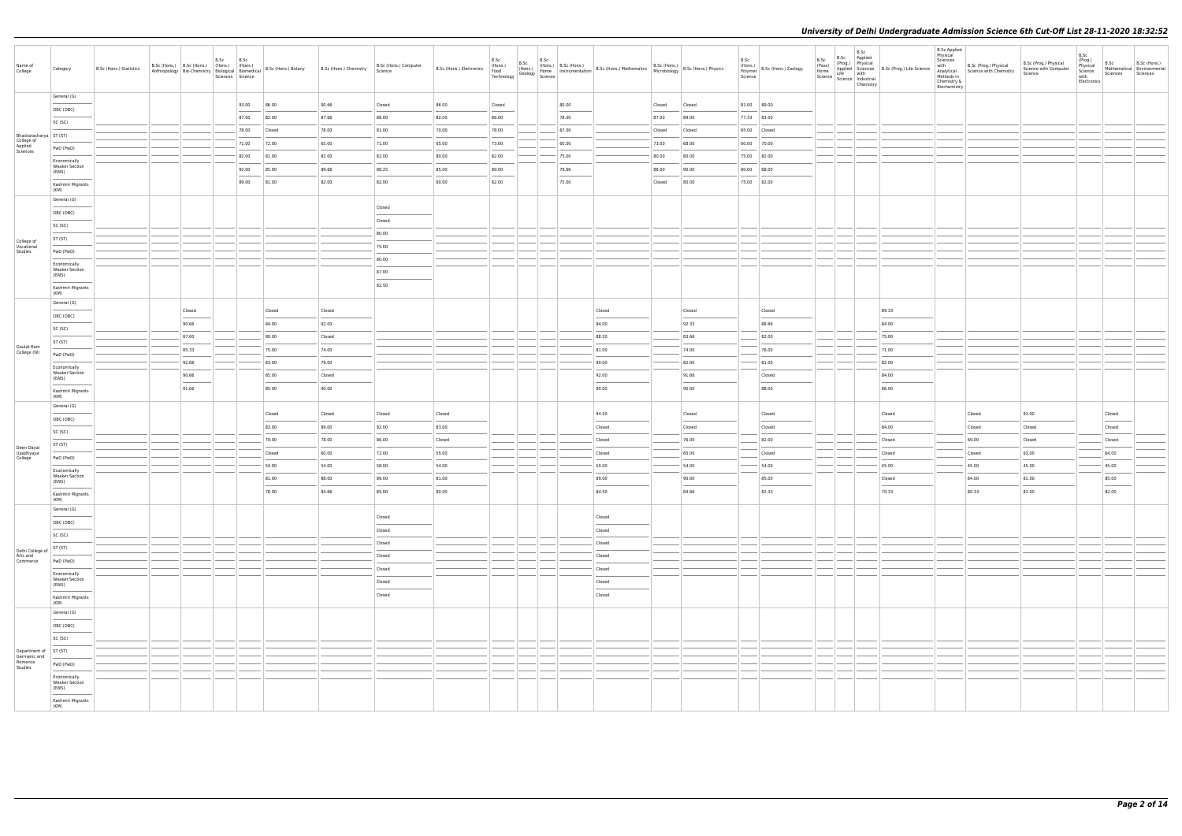# University of Delhi Undergraduate Admission Science 6th Cut-Off List 28-11-2020 18:32:52

| Name of College | Category | B.Sc (Hons.) Statistics | B.Sc (Hons.) Anthropology | B.Sc (Hons.) Bio-Chemistry | B.Sc (Hons.) Biological Sciences | B.Sc (Hons.) Biomedical Science | B.Sc (Hons.) Botany | B.Sc (Hons.) Chemistry | B.Sc (Hons.) Computer Science | B.Sc (Hons.) Electronics | B.Sc (Hons.) Food Technology | B.Sc (Hons.) Geology | B.Sc (Hons.) Home Science | B.Sc (Hons.) Instrumentation | B.Sc (Hons.) Mathematics | B.Sc (Hons.) Microbiology | B.Sc (Hons.) Physics | B.Sc (Hons.) Polymer Science | B.Sc (Hons.) Zoology | B.Sc (Pass) Home Science | B.Sc (Prog.) Applied Life Science | B.Sc Applied Physical Sciences with Industrial Chemistry | B.Sc (Prog.) Life Science | B.Sc Applied Physical Sciences with Analytical Methods in Chemistry & Biochemistry | B.Sc (Prog.) Physical Science with Chemistry | B.Sc (Prog.) Physical Science with Computer Science | B.Sc (Prog.) Physical Science with Electronics | B.Sc Mathematical Sciences | B.Sc (Hons.) Environmental Sciences |
|---|---|---|---|---|---|---|---|---|---|---|---|---|---|---|---|---|---|---|---|---|---|---|---|---|---|---|---|---|---|
| Bhaskaracharya College of Applied Sciences | General (G) | | | | | 93.00 | 86.00 | 90.66 | Closed | 86.00 | Closed | | | 80.00 | | Closed | Closed | 81.00 | 89.00 | | | | | | | | | | |
| | OBC (OBC) | | | | | 87.00 | 82.00 | 87.66 | 88.00 | 82.00 | 86.00 | | | 78.00 | | 87.00 | 89.00 | 77.33 | 83.00 | | | | | | | | | | |
| | SC (SC) | | | | | 78.00 | Closed | 78.00 | 81.00 | 70.00 | 78.00 | | | 67.00 | | Closed | Closed | 65.00 | Closed | | | | | | | | | | |
| | ST (ST) | | | | | 71.00 | 72.00 | 65.00 | 71.00 | 65.00 | 73.00 | | | 60.00 | | 73.00 | 68.00 | 60.00 | 70.00 | | | | | | | | | | |
| | PwD (PwD) | | | | | 82.00 | 81.00 | 82.00 | 82.00 | 80.00 | 82.00 | | | 75.00 | | 80.00 | 80.00 | 75.00 | 82.00 | | | | | | | | | | |
| | Economically Weaker Section (EWS) | | | | | 92.00 | 85.00 | 89.66 | 88.25 | 85.00 | 89.00 | | | 79.66 | | 88.00 | 90.00 | 80.00 | 88.00 | | | | | | | | | | |
| | Kashmiri Migrants (KM) | | | | | 89.00 | 81.00 | 82.00 | 82.00 | 80.00 | 82.00 | | | 75.00 | | Closed | 80.00 | 75.00 | 82.00 | | | | | | | | | | |
| College of Vocational Studies | General (G) | | | | | | | | Closed | | | | | | | | | | | | | | | | | | | | |
| | OBC (OBC) | | | | | | | | Closed | | | | | | | | | | | | | | | | | | | | |
| | SC (SC) | | | | | | | | 80.00 | | | | | | | | | | | | | | | | | | | | |
| | ST (ST) | | | | | | | | 75.00 | | | | | | | | | | | | | | | | | | | | |
| | PwD (PwD) | | | | | | | | 80.00 | | | | | | | | | | | | | | | | | | | | |
| | Economically Weaker Section (EWS) | | | | | | | | 87.00 | | | | | | | | | | | | | | | | | | | | |
| | Kashmiri Migrants (KM) | | | | | | | | 82.50 | | | | | | | | | | | | | | | | | | | | |
| Daulat Ram College (W) | General (G) | | | Closed | | | Closed | Closed | | | | | | | Closed | | Closed | | Closed | | | | 89.33 | | | | | | |
| | OBC (OBC) | | | 90.66 | | | 84.00 | 92.00 | | | | | | | 94.00 | | 92.33 | | 88.66 | | | | 84.00 | | | | | | |
| | SC (SC) | | | 87.00 | | | 80.00 | Closed | | | | | | | 88.50 | | 83.66 | | 82.00 | | | | 75.00 | | | | | | |
| | ST (ST) | | | 85.33 | | | 75.00 | 74.00 | | | | | | | 81.00 | | 74.00 | | 76.00 | | | | 71.00 | | | | | | |
| | PwD (PwD) | | | 92.66 | | | 83.00 | 79.00 | | | | | | | 90.00 | | 82.00 | | 81.00 | | | | 82.00 | | | | | | |
| | Economically Weaker Section (EWS) | | | 90.66 | | | 85.00 | Closed | | | | | | | 92.00 | | 91.66 | | Closed | | | | 84.00 | | | | | | |
| | Kashmiri Migrants (KM) | | | 91.66 | | | 85.00 | 90.00 | | | | | | | 90.00 | | 90.00 | | 88.00 | | | | 86.00 | | | | | | |
| Deen Dayal Upadhyaya College | General (G) | | | | | | Closed | Closed | Closed | Closed | | | | | 94.50 | | Closed | | Closed | | | | Closed | | Closed | 91.00 | | Closed | |
| | OBC (OBC) | | | | | | 83.00 | 89.00 | 92.00 | 83.00 | | | | | Closed | | Closed | | Closed | | | | 84.00 | | Closed | Closed | | Closed | |
| | SC (SC) | | | | | | 79.00 | 78.00 | 86.00 | Closed | | | | | Closed | | 76.00 | | 82.00 | | | | Closed | | 69.00 | Closed | | Closed | |
| | ST (ST) | | | | | | Closed | 60.00 | 72.00 | 55.00 | | | | | Closed | | 65.00 | | Closed | | | | Closed | | Closed | 63.00 | | 64.00 | |
| | PwD (PwD) | | | | | | 54.00 | 54.00 | 58.00 | 54.00 | | | | | 50.00 | | 54.00 | | 54.00 | | | | 45.00 | | 45.00 | 45.00 | | 45.00 | |
| | Economically Weaker Section (EWS) | | | | | | 81.00 | 88.00 | 89.00 | 81.00 | | | | | 89.00 | | 90.00 | | 85.00 | | | | Closed | | 84.00 | 81.00 | | 85.00 | |
| | Kashmiri Migrants (KM) | | | | | | 78.00 | 84.66 | 85.00 | 80.00 | | | | | 84.50 | | 84.66 | | 82.33 | | | | 79.33 | | 80.33 | 81.00 | | 82.00 | |
| Delhi College of Arts and Commerce | General (G) | | | | | | | | Closed | | | | | | Closed | | | | | | | | | | | | | | |
| | OBC (OBC) | | | | | | | | Closed | | | | | | Closed | | | | | | | | | | | | | | |
| | SC (SC) | | | | | | | | Closed | | | | | | Closed | | | | | | | | | | | | | | |
| | ST (ST) | | | | | | | | Closed | | | | | | Closed | | | | | | | | | | | | | | |
| | PwD (PwD) | | | | | | | | Closed | | | | | | Closed | | | | | | | | | | | | | | |
| | Economically Weaker Section (EWS) | | | | | | | | Closed | | | | | | Closed | | | | | | | | | | | | | | |
| | Kashmiri Migrants (KM) | | | | | | | | Closed | | | | | | Closed | | | | | | | | | | | | | | |
| Department of Germanic and Romance Studies | General (G) | | | | | | | | | | | | | | | | | | | | | | | | | | | | |
| | OBC (OBC) | | | | | | | | | | | | | | | | | | | | | | | | | | | | |
| | SC (SC) | | | | | | | | | | | | | | | | | | | | | | | | | | | | |
| | ST (ST) | | | | | | | | | | | | | | | | | | | | | | | | | | | | |
| | PwD (PwD) | | | | | | | | | | | | | | | | | | | | | | | | | | | | |
| | Economically Weaker Section (EWS) | | | | | | | | | | | | | | | | | | | | | | | | | | | | |
| | Kashmiri Migrants (KM) | | | | | | | | | | | | | | | | | | | | | | | | | | | | |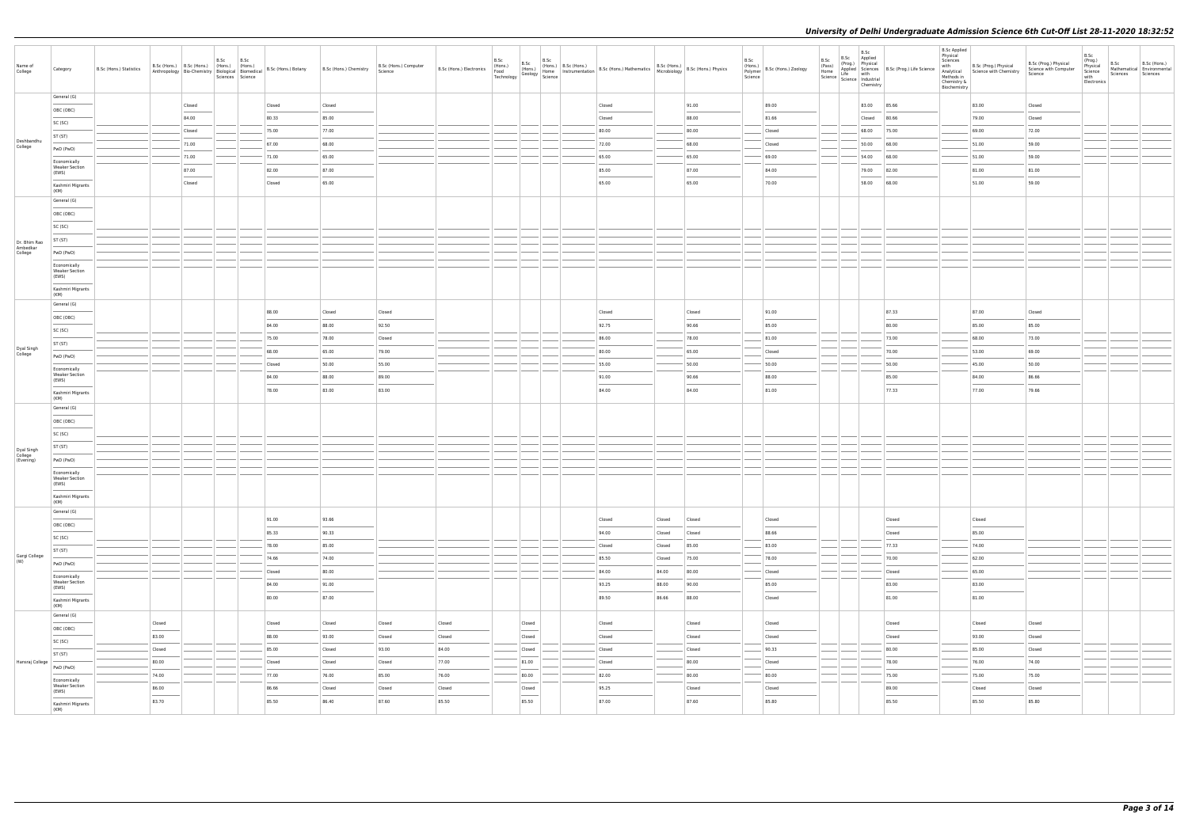| Name of College | Category | B.Sc (Hons.) Statistics | B.Sc (Hons.) Anthropology | B.Sc (Hons.) Bio-Chemistry | B.Sc (Hons.) Biological Sciences | B.Sc (Hons.) Biomedical Science | B.Sc (Hons.) Botany | B.Sc (Hons.) Chemistry | B.Sc (Hons.) Computer Science | B.Sc (Hons.) Electronics | B.Sc (Hons.) Food Technology | B.Sc (Hons.) Geology | B.Sc (Hons.) Home Science | B.Sc (Hons.) Instrumentation | B.Sc (Hons.) Mathematics | B.Sc (Hons.) Microbiology | B.Sc (Hons.) Physics | B.Sc (Hons.) Polymer Science | B.Sc (Hons.) Zoology | B.Sc (Pass) Home Science | B.Sc (Prog.) Applied Life Science | B.Sc Applied Physical Sciences with Industrial Chemistry | B.Sc (Prog.) Life Science | B.Sc Applied Physical Sciences with Analytical Methods in Chemistry & Biochemistry | B.Sc (Prog.) Physical Science with Chemistry | B.Sc (Prog.) Physical Science with Computer Science | B.Sc (Prog.) Physical Science with Electronics | B.Sc Mathematical Sciences | B.Sc (Hons.) Environmental Sciences |
|---|---|---|---|---|---|---|---|---|---|---|---|---|---|---|---|---|---|---|---|---|---|---|---|---|---|---|---|---|---|
| Deshbandhu College | General (G) | | | Closed | | | Closed | Closed | | | | | | | Closed | | 91.00 | | 89.00 | | | 83.00 | 85.66 | | 83.00 | Closed | | | |
| | OBC (OBC) | | | 84.00 | | | 80.33 | 85.00 | | | | | | | Closed | | 88.00 | | 81.66 | | | Closed | 80.66 | | 79.00 | Closed | | | |
| | SC (SC) | | | Closed | | | 75.00 | 77.00 | | | | | | | 80.00 | | 80.00 | | Closed | | | 68.00 | 75.00 | | 69.00 | 72.00 | | | |
| | ST (ST) | | | 71.00 | | | 67.00 | 68.00 | | | | | | | 72.00 | | 68.00 | | Closed | | | 50.00 | 68.00 | | 51.00 | 59.00 | | | |
| | PwD (PwD) | | | 71.00 | | | 71.00 | 65.00 | | | | | | | 65.00 | | 65.00 | | 69.00 | | | 54.00 | 68.00 | | 51.00 | 59.00 | | | |
| | Economically Weaker Section (EWS) | | | 87.00 | | | 82.00 | 87.00 | | | | | | | 85.00 | | 87.00 | | 84.00 | | | 79.00 | 82.00 | | 81.00 | 81.00 | | | |
| | Kashmiri Migrants (KM) | | | Closed | | | Closed | 65.00 | | | | | | | 65.00 | | 65.00 | | 70.00 | | | 58.00 | 68.00 | | 51.00 | 59.00 | | | |
| Dr. Bhim Rao Ambedkar College | General (G) | | | | | | | | | | | | | | | | | | | | | | | | | | | | |
| | OBC (OBC) | | | | | | | | | | | | | | | | | | | | | | | | | | | | |
| | SC (SC) | | | | | | | | | | | | | | | | | | | | | | | | | | | | |
| | ST (ST) | | | | | | | | | | | | | | | | | | | | | | | | | | | | |
| | PwD (PwD) | | | | | | | | | | | | | | | | | | | | | | | | | | | | |
| | Economically Weaker Section (EWS) | | | | | | | | | | | | | | | | | | | | | | | | | | | | |
| | Kashmiri Migrants (KM) | | | | | | | | | | | | | | | | | | | | | | | | | | | | |
| Dyal Singh College | General (G) | | | | | | 88.00 | Closed | Closed | | | | | | Closed | | Closed | | 91.00 | | | | 87.33 | | 87.00 | Closed | | | |
| | OBC (OBC) | | | | | | 84.00 | 88.00 | 92.50 | | | | | | 92.75 | | 90.66 | | 85.00 | | | | 80.00 | | 85.00 | 85.00 | | | |
| | SC (SC) | | | | | | 75.00 | 78.00 | Closed | | | | | | 86.00 | | 78.00 | | 81.00 | | | | 73.00 | | 68.00 | 73.00 | | | |
| | ST (ST) | | | | | | 68.00 | 65.00 | 79.00 | | | | | | 80.00 | | 65.00 | | Closed | | | | 70.00 | | 53.00 | 69.00 | | | |
| | PwD (PwD) | | | | | | Closed | 50.00 | 55.00 | | | | | | 55.00 | | 50.00 | | 50.00 | | | | 50.00 | | 45.00 | 50.00 | | | |
| | Economically Weaker Section (EWS) | | | | | | 84.00 | 88.00 | 89.00 | | | | | | 91.00 | | 90.66 | | 88.00 | | | | 85.00 | | 84.00 | 86.66 | | | |
| | Kashmiri Migrants (KM) | | | | | | 78.00 | 83.00 | 83.00 | | | | | | 84.00 | | 84.00 | | 81.00 | | | | 77.33 | | 77.00 | 79.66 | | | |
| Dyal Singh College (Evening) | General (G) | | | | | | | | | | | | | | | | | | | | | | | | | | | | |
| | OBC (OBC) | | | | | | | | | | | | | | | | | | | | | | | | | | | | |
| | SC (SC) | | | | | | | | | | | | | | | | | | | | | | | | | | | | |
| | ST (ST) | | | | | | | | | | | | | | | | | | | | | | | | | | | | |
| | PwD (PwD) | | | | | | | | | | | | | | | | | | | | | | | | | | | | |
| | Economically Weaker Section (EWS) | | | | | | | | | | | | | | | | | | | | | | | | | | | | |
| | Kashmiri Migrants (KM) | | | | | | | | | | | | | | | | | | | | | | | | | | | | |
| Gargi College (W) | General (G) | | | | | | 91.00 | 93.66 | | | | | | | Closed | Closed | Closed | | Closed | | | | Closed | | Closed | | | | |
| | OBC (OBC) | | | | | | 85.33 | 90.33 | | | | | | | 94.00 | Closed | Closed | | 88.66 | | | | Closed | | 85.00 | | | | |
| | SC (SC) | | | | | | 78.00 | 85.00 | | | | | | | Closed | Closed | 85.00 | | 83.00 | | | | 77.33 | | 74.00 | | | | |
| | ST (ST) | | | | | | 74.66 | 74.00 | | | | | | | 85.50 | Closed | 75.00 | | 78.00 | | | | 70.00 | | 62.00 | | | | |
| | PwD (PwD) | | | | | | Closed | 80.00 | | | | | | | 84.00 | 84.00 | 80.00 | | Closed | | | | Closed | | 65.00 | | | | |
| | Economically Weaker Section (EWS) | | | | | | 84.00 | 91.00 | | | | | | | 93.25 | 88.00 | 90.00 | | 85.00 | | | | 83.00 | | 83.00 | | | | |
| | Kashmiri Migrants (KM) | | | | | | 80.00 | 87.00 | | | | | | | 89.50 | 86.66 | 88.00 | | Closed | | | | 81.00 | | 81.00 | | | | |
| Hansraj College | General (G) | | Closed | | | | Closed | Closed | Closed | Closed | | Closed | | | Closed | | Closed | | Closed | | | | Closed | | Closed | Closed | | | |
| | OBC (OBC) | | 83.00 | | | | 88.00 | 93.00 | Closed | Closed | | Closed | | | Closed | | Closed | | Closed | | | | Closed | | 93.00 | Closed | | | |
| | SC (SC) | | Closed | | | | 85.00 | Closed | 93.00 | 84.00 | | Closed | | | Closed | | Closed | | 90.33 | | | | 80.00 | | 85.00 | Closed | | | |
| | ST (ST) | | 80.00 | | | | Closed | Closed | Closed | 77.00 | | 81.00 | | | Closed | | 80.00 | | Closed | | | | 78.00 | | 76.00 | 74.00 | | | |
| | PwD (PwD) | | 74.00 | | | | 77.00 | 76.00 | 85.00 | 76.00 | | 80.00 | | | 82.00 | | 80.00 | | 80.00 | | | | 75.00 | | 75.00 | 75.00 | | | |
| | Economically Weaker Section (EWS) | | 86.00 | | | | 86.66 | Closed | Closed | Closed | | Closed | | | 95.25 | | Closed | | Closed | | | | 89.00 | | Closed | Closed | | | |
| | Kashmiri Migrants (KM) | | 83.70 | | | | 85.50 | 86.40 | 87.60 | 85.50 | | 85.50 | | | 87.00 | | 87.60 | | 85.80 | | | | 85.50 | | 85.50 | 85.80 | | | |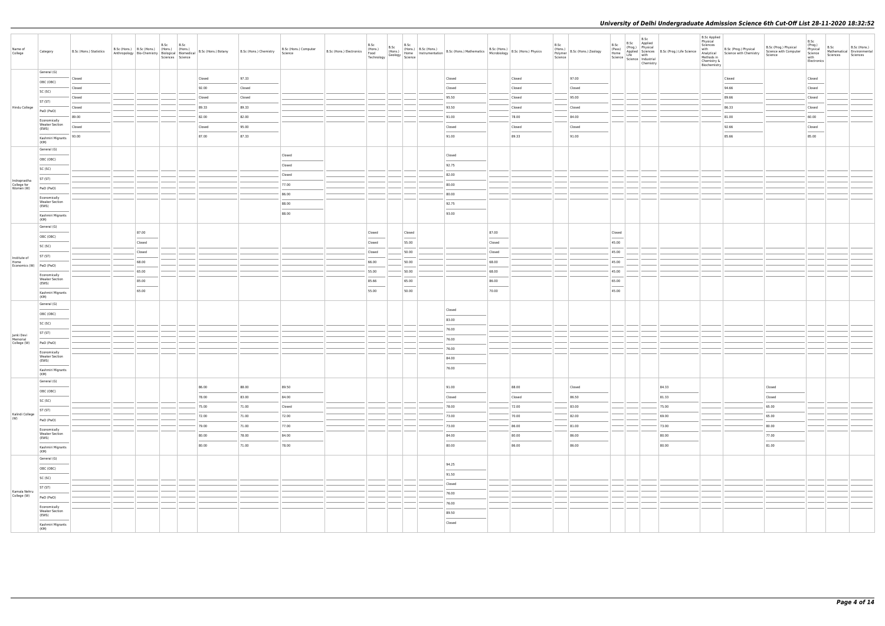# University of Delhi Undergraduate Admission Science 6th Cut-Off List 28-11-2020 18:32:52

| Name of College | Category | B.Sc (Hons.) Statistics | B.Sc (Hons.) Anthropology | B.Sc (Hons.) Bio-Chemistry | B.Sc (Hons.) Biological Sciences | B.Sc (Hons.) Biomedical Science | B.Sc (Hons.) Botany | B.Sc (Hons.) Chemistry | B.Sc (Hons.) Computer Science | B.Sc (Hons.) Electronics | B.Sc (Hons.) Food Technology | B.Sc (Hons.) Geology | B.Sc (Hons.) Home Science | B.Sc (Hons.) Instrumentation | B.Sc (Hons.) Mathematics | B.Sc (Hons.) Microbiology | B.Sc (Hons.) Physics | B.Sc (Hons.) Polymer Science | B.Sc (Hons.) Zoology | B.Sc (Pass) Home Science | B.Sc (Prog.) Applied Life Science | B.Sc Applied Physical Sciences with Industrial Chemistry | B.Sc (Prog.) Life Science | B.Sc Applied Physical Sciences with Analytical Methods in Chemistry & Biochemistry | B.Sc (Prog.) Physical Science with Chemistry | B.Sc (Prog.) Physical Science with Computer Science | B.Sc (Prog.) Physical Science with Electronics | B.Sc Mathematical Sciences | B.Sc (Hons.) Environmental Sciences |
|---|---|---|---|---|---|---|---|---|---|---|---|---|---|---|---|---|---|---|---|---|---|---|---|---|---|---|---|---|---|
| Hindu College | General (G) | Closed | | | | | Closed | 97.33 | | | | | | | Closed | | Closed | | 97.00 | | | | | | Closed | | Closed | | |
| | OBC (OBC) | Closed | | | | | 92.00 | Closed | | | | | | | Closed | | Closed | | Closed | | | | | | 94.66 | | Closed | | |
| | SC (SC) | Closed | | | | | Closed | Closed | | | | | | | 95.50 | | Closed | | 95.00 | | | | | | 89.66 | | Closed | | |
| | ST (ST) | Closed | | | | | 89.33 | 89.33 | | | | | | | 93.50 | | Closed | | Closed | | | | | | 86.33 | | Closed | | |
| | PwD (PwD) | 89.00 | | | | | 82.00 | 82.00 | | | | | | | 91.00 | | 78.00 | | 84.00 | | | | | | 81.00 | | 60.00 | | |
| | Economically Weaker Section (EWS) | Closed | | | | | Closed | 95.00 | | | | | | | Closed | | Closed | | Closed | | | | | | 92.66 | | Closed | | |
| | Kashmiri Migrants (KM) | 93.00 | | | | | 87.00 | 87.33 | | | | | | | 91.00 | | 89.33 | | 91.00 | | | | | | 85.66 | | 85.00 | | |
| Indraprastha College for Women (W) | General (G) | | | | | | | | Closed | | | | | | Closed | | | | | | | | | | | | | | |
| | OBC (OBC) | | | | | | | | Closed | | | | | | 92.75 | | | | | | | | | | | | | | |
| | SC (SC) | | | | | | | | Closed | | | | | | 82.00 | | | | | | | | | | | | | | |
| | ST (ST) | | | | | | | | 77.00 | | | | | | 80.00 | | | | | | | | | | | | | | |
| | PwD (PwD) | | | | | | | | 86.00 | | | | | | 80.00 | | | | | | | | | | | | | | |
| | Economically Weaker Section (EWS) | | | | | | | | 88.00 | | | | | | 92.75 | | | | | | | | | | | | | | |
| | Kashmiri Migrants (KM) | | | | | | | | 88.00 | | | | | | 93.00 | | | | | | | | | | | | | | |
| Institute of Home Economics (W) | General (G) | | | 87.00 | | | | | | | Closed | | Closed | | | 87.00 | | | | Closed | | | | | | | | | |
| | OBC (OBC) | | | Closed | | | | | | | Closed | | 55.00 | | | Closed | | | | 45.00 | | | | | | | | | |
| | SC (SC) | | | Closed | | | | | | | Closed | | 50.00 | | | Closed | | | | 45.00 | | | | | | | | | |
| | ST (ST) | | | 68.00 | | | | | | | 66.00 | | 50.00 | | | 68.00 | | | | 45.00 | | | | | | | | | |
| | PwD (PwD) | | | 65.00 | | | | | | | 55.00 | | 50.00 | | | 68.00 | | | | 45.00 | | | | | | | | | |
| | Economically Weaker Section (EWS) | | | 85.00 | | | | | | | 85.66 | | 65.00 | | | 86.00 | | | | 65.00 | | | | | | | | | |
| | Kashmiri Migrants (KM) | | | 65.00 | | | | | | | 55.00 | | 50.00 | | | 70.00 | | | | 45.00 | | | | | | | | | |
| Janki Devi Memorial College (W) | General (G) | | | | | | | | | | | | | | Closed | | | | | | | | | | | | | | |
| | OBC (OBC) | | | | | | | | | | | | | | 83.00 | | | | | | | | | | | | | | |
| | SC (SC) | | | | | | | | | | | | | | 76.00 | | | | | | | | | | | | | | |
| | ST (ST) | | | | | | | | | | | | | | 76.00 | | | | | | | | | | | | | | |
| | PwD (PwD) | | | | | | | | | | | | | | 76.00 | | | | | | | | | | | | | | |
| | Economically Weaker Section (EWS) | | | | | | | | | | | | | | 84.00 | | | | | | | | | | | | | | |
| | Kashmiri Migrants (KM) | | | | | | | | | | | | | | 76.00 | | | | | | | | | | | | | | |
| Kalindi College (W) | General (G) | | | | | | 86.00 | 88.00 | 89.50 | | | | | | 91.00 | | 88.00 | | Closed | | | | 84.33 | | | Closed | | | |
| | OBC (OBC) | | | | | | 78.00 | 83.00 | 84.00 | | | | | | Closed | | Closed | | 86.50 | | | | 81.33 | | | Closed | | | |
| | SC (SC) | | | | | | 75.00 | 71.00 | Closed | | | | | | 78.00 | | 72.00 | | 83.00 | | | | 75.00 | | | 65.00 | | | |
| | ST (ST) | | | | | | 72.00 | 71.00 | 72.00 | | | | | | 73.00 | | 70.00 | | 82.00 | | | | 69.00 | | | 65.00 | | | |
| | PwD (PwD) | | | | | | 79.00 | 71.00 | 77.00 | | | | | | 73.00 | | 86.00 | | 81.00 | | | | 73.00 | | | 80.00 | | | |
| | Economically Weaker Section (EWS) | | | | | | 80.00 | 78.00 | 84.00 | | | | | | 84.00 | | 80.00 | | 86.00 | | | | 80.00 | | | 77.00 | | | |
| | Kashmiri Migrants (KM) | | | | | | 80.00 | 71.00 | 78.00 | | | | | | 80.00 | | 86.00 | | 86.00 | | | | 80.00 | | | 81.00 | | | |
| Kamala Nehru College (W) | General (G) | | | | | | | | | | | | | | 94.25 | | | | | | | | | | | | | | |
| | OBC (OBC) | | | | | | | | | | | | | | 91.50 | | | | | | | | | | | | | | |
| | SC (SC) | | | | | | | | | | | | | | Closed | | | | | | | | | | | | | | |
| | ST (ST) | | | | | | | | | | | | | | 76.00 | | | | | | | | | | | | | | |
| | PwD (PwD) | | | | | | | | | | | | | | 76.00 | | | | | | | | | | | | | | |
| | Economically Weaker Section (EWS) | | | | | | | | | | | | | | 89.50 | | | | | | | | | | | | | | |
| | Kashmiri Migrants (KM) | | | | | | | | | | | | | | Closed | | | | | | | | | | | | | | |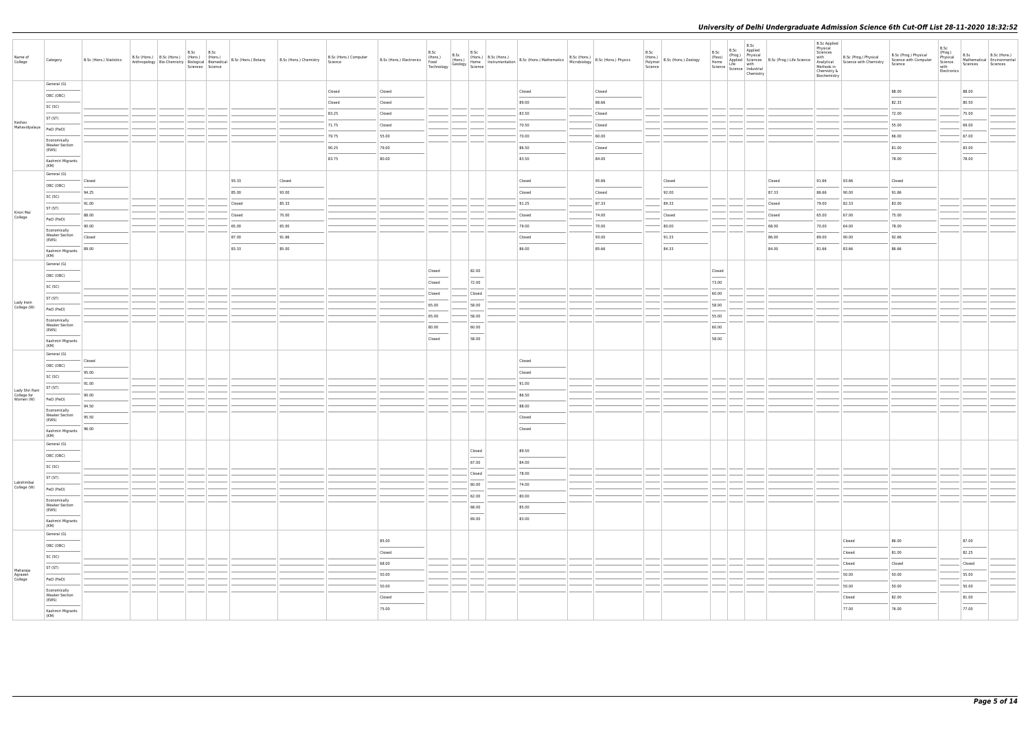| Name of College | Category | B.Sc (Hons.) Statistics | B.Sc (Hons.) Anthropology | B.Sc (Hons.) Bio-Chemistry | B.Sc (Hons.) Biological Sciences | B.Sc (Hons.) Biomedical Science | B.Sc (Hons.) Botany | B.Sc (Hons.) Chemistry | B.Sc (Hons.) Computer Science | B.Sc (Hons.) Electronics | B.Sc (Hons.) Food Technology | B.Sc (Hons.) Geology | B.Sc (Hons.) Home Science | B.Sc (Hons.) Instrumentation | B.Sc (Hons.) Mathematics | B.Sc (Hons.) Microbiology | B.Sc (Hons.) Physics | B.Sc (Hons.) Polymer Science | B.Sc (Hons.) Zoology | B.Sc (Pass) Home Science | B.Sc (Prog.) Applied Life Science | B.Sc Applied Physical Sciences with Industrial Chemistry | B.Sc (Prog.) Life Science | B.Sc Applied Physical Sciences with Analytical Methods in Chemistry & Biochemistry | B.Sc (Prog.) Physical Science with Chemistry | B.Sc (Prog.) Physical Science with Computer Science | B.Sc (Prog.) Physical Science with Electronics | B.Sc Mathematical Sciences | B.Sc (Hons.) Environmental Sciences |
|---|---|---|---|---|---|---|---|---|---|---|---|---|---|---|---|---|---|---|---|---|---|---|---|---|---|---|---|---|---|
| Keshav Mahavidyalaya | General (G) | | | | | | | | Closed | Closed | | | | | Closed | | Closed | | | | | | | | | 88.00 | | 88.00 | |
| | OBC (OBC) | | | | | | | | Closed | Closed | | | | | 89.00 | | 86.66 | | | | | | | | | 82.33 | | 80.50 | |
| | SC (SC) | | | | | | | | 83.25 | Closed | | | | | 83.50 | | Closed | | | | | | | | | 72.00 | | 75.00 | |
| | ST (ST) | | | | | | | | 71.75 | Closed | | | | | 70.50 | | Closed | | | | | | | | | 55.00 | | 69.00 | |
| | PwD (PwD) | | | | | | | | 79.75 | 55.00 | | | | | 70.00 | | 60.00 | | | | | | | | | 66.00 | | 67.00 | |
| | Economically Weaker Section (EWS) | | | | | | | | 90.25 | 79.00 | | | | | 86.50 | | Closed | | | | | | | | | 81.00 | | 83.00 | |
| | Kashmiri Migrants (KM) | | | | | | | | 83.75 | 80.00 | | | | | 83.50 | | 84.00 | | | | | | | | | 78.00 | | 78.00 | |
| Kirori Mal College | General (G) | Closed | | | | | 93.33 | Closed | | | | | | | Closed | | 95.66 | | Closed | | | | Closed | 91.66 | 93.66 | Closed | | | |
| | OBC (OBC) | 94.25 | | | | | 85.00 | 93.00 | | | | | | | Closed | | Closed | | 92.00 | | | | 87.33 | 86.66 | 90.00 | 91.66 | | | |
| | SC (SC) | 91.00 | | | | | Closed | 85.33 | | | | | | | 91.25 | | 87.33 | | 89.33 | | | | Closed | 79.00 | 82.33 | 83.00 | | | |
| | ST (ST) | 88.00 | | | | | Closed | 70.00 | | | | | | | Closed | | 74.00 | | Closed | | | | Closed | 65.00 | 67.00 | 75.00 | | | |
| | PwD (PwD) | 90.00 | | | | | 65.00 | 65.00 | | | | | | | 79.00 | | 70.00 | | 80.00 | | | | 68.00 | 70.00 | 64.00 | 78.00 | | | |
| | Economically Weaker Section (EWS) | Closed | | | | | 87.00 | 91.66 | | | | | | | Closed | | 93.00 | | 91.33 | | | | 86.00 | 89.00 | 90.00 | 92.66 | | | |
| | Kashmiri Migrants (KM) | 89.00 | | | | | 83.33 | 85.00 | | | | | | | 86.00 | | 85.66 | | 84.33 | | | | 84.00 | 81.66 | 83.66 | 86.66 | | | |
| Lady Irwin College (W) | General (G) | | | | | | | | | | Closed | | 82.00 | | | | | | | Closed | | | | | | | | | |
| | OBC (OBC) | | | | | | | | | | Closed | | 72.00 | | | | | | | 73.00 | | | | | | | | | |
| | SC (SC) | | | | | | | | | | Closed | | Closed | | | | | | | 60.00 | | | | | | | | | |
| | ST (ST) | | | | | | | | | | 65.00 | | 58.00 | | | | | | | 58.00 | | | | | | | | | |
| | PwD (PwD) | | | | | | | | | | 65.00 | | 58.00 | | | | | | | 55.00 | | | | | | | | | |
| | Economically Weaker Section (EWS) | | | | | | | | | | 80.00 | | 60.00 | | | | | | | 60.00 | | | | | | | | | |
| | Kashmiri Migrants (KM) | | | | | | | | | | Closed | | 58.00 | | | | | | | 58.00 | | | | | | | | | |
| Lady Shri Ram College for Women (W) | General (G) | Closed | | | | | | | | | | | | | Closed | | | | | | | | | | | | | | |
| | OBC (OBC) | 95.00 | | | | | | | | | | | | | Closed | | | | | | | | | | | | | | |
| | SC (SC) | 91.00 | | | | | | | | | | | | | 91.00 | | | | | | | | | | | | | | |
| | ST (ST) | 90.00 | | | | | | | | | | | | | 86.50 | | | | | | | | | | | | | | |
| | PwD (PwD) | 94.50 | | | | | | | | | | | | | 88.00 | | | | | | | | | | | | | | |
| | Economically Weaker Section (EWS) | 95.50 | | | | | | | | | | | | | Closed | | | | | | | | | | | | | | |
| | Kashmiri Migrants (KM) | 96.00 | | | | | | | | | | | | | Closed | | | | | | | | | | | | | | |
| Lakshmibai College (W) | General (G) | | | | | | | | | | | | Closed | | 89.50 | | | | | | | | | | | | | | |
| | OBC (OBC) | | | | | | | | | | | | 67.00 | | 84.00 | | | | | | | | | | | | | | |
| | SC (SC) | | | | | | | | | | | | Closed | | 78.00 | | | | | | | | | | | | | | |
| | ST (ST) | | | | | | | | | | | | 60.00 | | 74.00 | | | | | | | | | | | | | | |
| | PwD (PwD) | | | | | | | | | | | | 62.00 | | 80.00 | | | | | | | | | | | | | | |
| | Economically Weaker Section (EWS) | | | | | | | | | | | | 68.00 | | 85.00 | | | | | | | | | | | | | | |
| | Kashmiri Migrants (KM) | | | | | | | | | | | | 69.00 | | 83.00 | | | | | | | | | | | | | | |
| Maharaja Agrasen College | General (G) | | | | | | | | | 85.00 | | | | | | | | | | | | | | | Closed | 86.00 | | 87.00 | |
| | OBC (OBC) | | | | | | | | | Closed | | | | | | | | | | | | | | | Closed | 81.00 | | 82.25 | |
| | SC (SC) | | | | | | | | | 68.00 | | | | | | | | | | | | | | | Closed | Closed | | Closed | |
| | ST (ST) | | | | | | | | | 50.00 | | | | | | | | | | | | | | | 50.00 | 50.00 | | 55.00 | |
| | PwD (PwD) | | | | | | | | | 50.00 | | | | | | | | | | | | | | | 50.00 | 50.00 | | 50.00 | |
| | Economically Weaker Section (EWS) | | | | | | | | | Closed | | | | | | | | | | | | | | | Closed | 82.00 | | 81.00 | |
| | Kashmiri Migrants (KM) | | | | | | | | | 75.00 | | | | | | | | | | | | | | | 77.00 | 76.00 | | 77.00 | |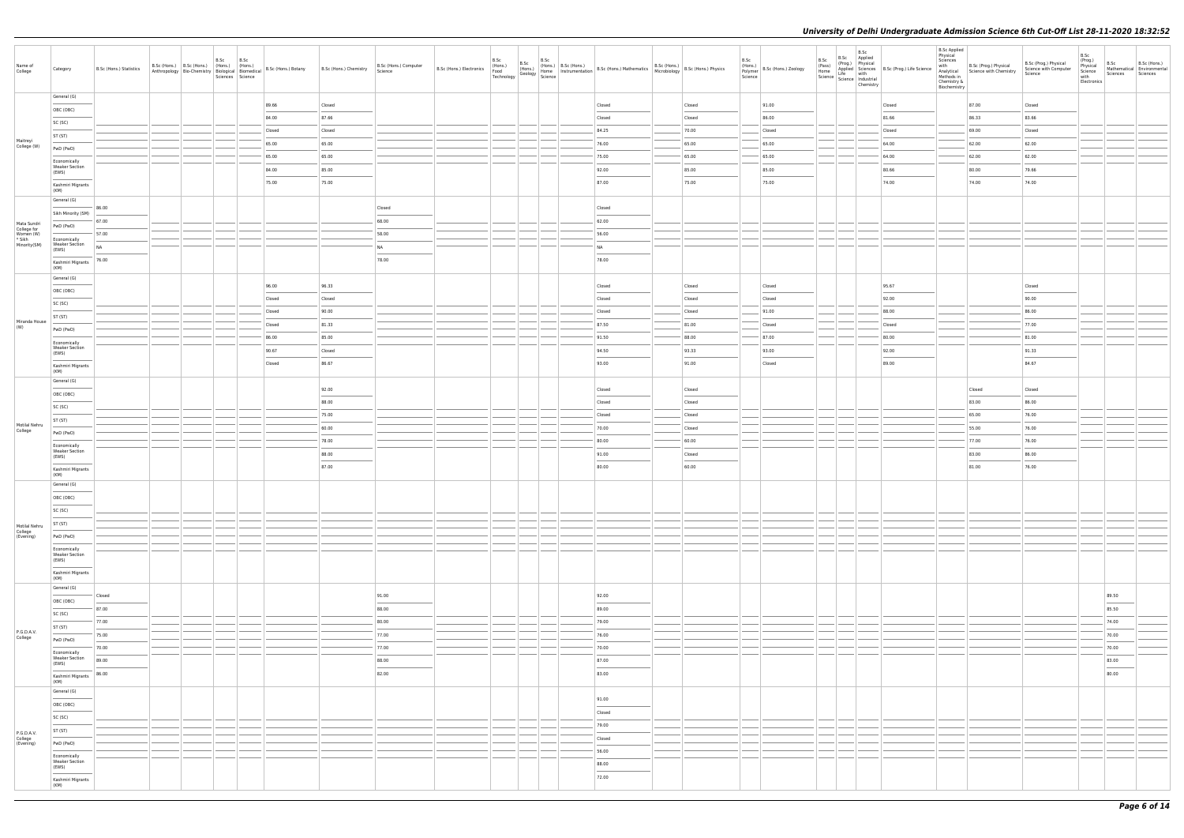| Name of College | Category | B.Sc (Hons.) Statistics | B.Sc (Hons.) Anthropology | B.Sc (Hons.) Bio-Chemistry | B.Sc (Hons.) Biological Sciences | B.Sc (Hons.) Biomedical Science | B.Sc (Hons.) Botany | B.Sc (Hons.) Chemistry | B.Sc (Hons.) Computer Science | B.Sc (Hons.) Electronics | B.Sc (Hons.) Food Technology | B.Sc (Hons.) Geology | B.Sc (Hons.) Home Science | B.Sc (Hons.) Instrumentation | B.Sc (Hons.) Mathematics | B.Sc (Hons.) Microbiology | B.Sc (Hons.) Physics | B.Sc (Hons.) Polymer Science | B.Sc (Hons.) Zoology | B.Sc (Pass) Home Science | B.Sc (Prog.) Applied Life Science | B.Sc Applied Physical Sciences with Industrial Chemistry | B.Sc (Prog.) Life Science | B.Sc Applied Physical Sciences with Analytical Methods in Chemistry & Biochemistry | B.Sc (Prog.) Physical Science with Chemistry | B.Sc (Prog.) Physical Science with Computer Science | B.Sc (Prog.) Physical Science with Electronics | B.Sc Mathematical Sciences | B.Sc (Hons.) Environmental Sciences |
|---|---|---|---|---|---|---|---|---|---|---|---|---|---|---|---|---|---|---|---|---|---|---|---|---|---|---|---|---|---|
| Maitreyi College (W) | General (G) | | | | | | 89.66 | Closed | | | | | | | Closed | | Closed | | 91.00 | | | | Closed | | 87.00 | Closed | | | |
| | OBC (OBC) | | | | | | 84.00 | 87.66 | | | | | | | Closed | | Closed | | 86.00 | | | | 81.66 | | 86.33 | 83.66 | | | |
| | SC (SC) | | | | | | Closed | Closed | | | | | | | 84.25 | | 70.00 | | Closed | | | | Closed | | 89.00 | Closed | | | |
| | ST (ST) | | | | | | 65.00 | 65.00 | | | | | | | 76.00 | | 65.00 | | 65.00 | | | | 64.00 | | 62.00 | 62.00 | | | |
| | PwD (PwD) | | | | | | 65.00 | 65.00 | | | | | | | 75.00 | | 65.00 | | 65.00 | | | | 64.00 | | 62.00 | 62.00 | | | |
| | Economically Weaker Section (EWS) | | | | | | 84.00 | 85.00 | | | | | | | 92.00 | | 85.00 | | 85.00 | | | | 80.66 | | 80.00 | 79.66 | | | |
| | Kashmiri Migrants (KM) | | | | | | 75.00 | 75.00 | | | | | | | 87.00 | | 75.00 | | 75.00 | | | | 74.00 | | 74.00 | 74.00 | | | |
| Mata Sundri College for Women (W) * Sikh Minority(SM) | General (G) | 86.00 | | | | | | | Closed | | | | | | Closed | | | | | | | | | | | | | | |
| | Sikh Minority (SM) | 67.00 | | | | | | | 68.00 | | | | | | 62.00 | | | | | | | | | | | | | | |
| | PwD (PwD) | 57.00 | | | | | | | 58.00 | | | | | | 56.00 | | | | | | | | | | | | | | |
| | Economically Weaker Section (EWS) | NA | | | | | | | NA | | | | | | NA | | | | | | | | | | | | | | |
| | Kashmiri Migrants (KM) | 76.00 | | | | | | | 78.00 | | | | | | 78.00 | | | | | | | | | | | | | | |
| Miranda House (W) | General (G) | | | | | | 96.00 | 96.33 | | | | | | | Closed | | Closed | | Closed | | | | 95.67 | | | Closed | | | |
| | OBC (OBC) | | | | | | Closed | Closed | | | | | | | Closed | | Closed | | Closed | | | | 92.00 | | | 90.00 | | | |
| | SC (SC) | | | | | | Closed | 90.00 | | | | | | | Closed | | Closed | | 91.00 | | | | 88.00 | | | 86.00 | | | |
| | ST (ST) | | | | | | Closed | 81.33 | | | | | | | 87.50 | | 81.00 | | Closed | | | | Closed | | | 77.00 | | | |
| | PwD (PwD) | | | | | | 86.00 | 85.00 | | | | | | | 91.50 | | 88.00 | | 87.00 | | | | 80.00 | | | 81.00 | | | |
| | Economically Weaker Section (EWS) | | | | | | 90.67 | Closed | | | | | | | 94.50 | | 93.33 | | 93.00 | | | | 92.00 | | | 91.33 | | | |
| | Kashmiri Migrants (KM) | | | | | | Closed | 86.67 | | | | | | | 93.00 | | 91.00 | | Closed | | | | 89.00 | | | 84.67 | | | |
| Motilal Nehru College | General (G) | | | | | | | 92.00 | | | | | | | Closed | | Closed | | | | | | | | Closed | Closed | | | |
| | OBC (OBC) | | | | | | | 88.00 | | | | | | | Closed | | Closed | | | | | | | | 83.00 | 86.00 | | | |
| | SC (SC) | | | | | | | 75.00 | | | | | | | Closed | | Closed | | | | | | | | 65.00 | 76.00 | | | |
| | ST (ST) | | | | | | | 60.00 | | | | | | | 70.00 | | Closed | | | | | | | | 55.00 | 76.00 | | | |
| | PwD (PwD) | | | | | | | 78.00 | | | | | | | 80.00 | | 60.00 | | | | | | | | 77.00 | 76.00 | | | |
| | Economically Weaker Section (EWS) | | | | | | | 88.00 | | | | | | | 91.00 | | Closed | | | | | | | | 83.00 | 86.00 | | | |
| | Kashmiri Migrants (KM) | | | | | | | 87.00 | | | | | | | 80.00 | | 60.00 | | | | | | | | 81.00 | 76.00 | | | |
| Motilal Nehru College (Evening) | General (G) | | | | | | | | | | | | | | | | | | | | | | | | | | | | |
| | OBC (OBC) | | | | | | | | | | | | | | | | | | | | | | | | | | | | |
| | SC (SC) | | | | | | | | | | | | | | | | | | | | | | | | | | | | |
| | ST (ST) | | | | | | | | | | | | | | | | | | | | | | | | | | | | |
| | PwD (PwD) | | | | | | | | | | | | | | | | | | | | | | | | | | | | |
| | Economically Weaker Section (EWS) | | | | | | | | | | | | | | | | | | | | | | | | | | | | |
| | Kashmiri Migrants (KM) | | | | | | | | | | | | | | | | | | | | | | | | | | | | |
| P.G.D.A.V. College | General (G) | Closed | | | | | | | 91.00 | | | | | | 92.00 | | | | | | | | | | | | | 89.50 | |
| | OBC (OBC) | 87.00 | | | | | | | 88.00 | | | | | | 89.00 | | | | | | | | | | | | | 85.50 | |
| | SC (SC) | 77.00 | | | | | | | 80.00 | | | | | | 79.00 | | | | | | | | | | | | | 74.00 | |
| | ST (ST) | 75.00 | | | | | | | 77.00 | | | | | | 76.00 | | | | | | | | | | | | | 70.00 | |
| | PwD (PwD) | 70.00 | | | | | | | 77.00 | | | | | | 70.00 | | | | | | | | | | | | | 70.00 | |
| | Economically Weaker Section (EWS) | 89.00 | | | | | | | 88.00 | | | | | | 87.00 | | | | | | | | | | | | | 83.00 | |
| | Kashmiri Migrants (KM) | 86.00 | | | | | | | 82.00 | | | | | | 83.00 | | | | | | | | | | | | | 80.00 | |
| P.G.D.A.V. College (Evening) | General (G) | | | | | | | | | | | | | | 91.00 | | | | | | | | | | | | | | |
| | OBC (OBC) | | | | | | | | | | | | | | Closed | | | | | | | | | | | | | | |
| | SC (SC) | | | | | | | | | | | | | | 79.00 | | | | | | | | | | | | | | |
| | ST (ST) | | | | | | | | | | | | | | Closed | | | | | | | | | | | | | | |
| | PwD (PwD) | | | | | | | | | | | | | | 56.00 | | | | | | | | | | | | | | |
| | Economically Weaker Section (EWS) | | | | | | | | | | | | | | 88.00 | | | | | | | | | | | | | | |
| | Kashmiri Migrants (KM) | | | | | | | | | | | | | | 72.00 | | | | | | | | | | | | | | |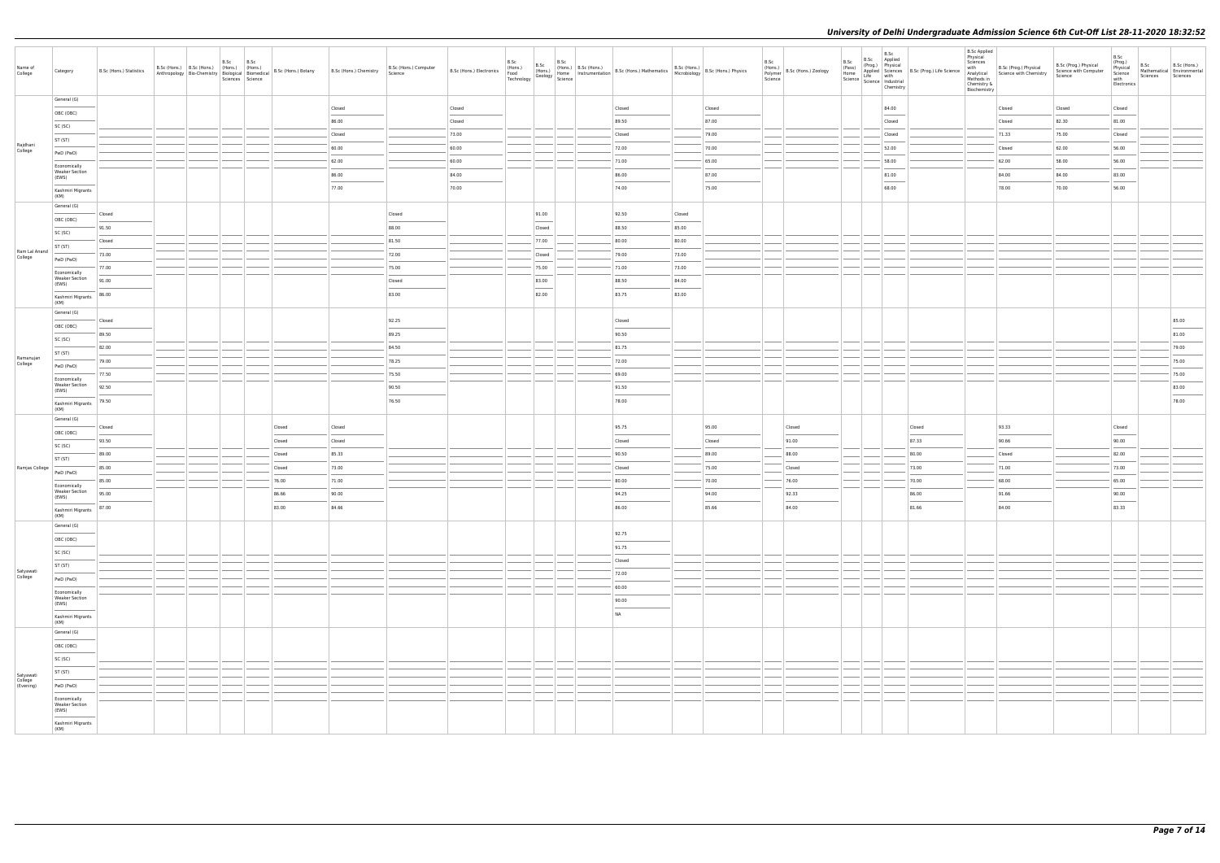# University of Delhi Undergraduate Admission Science 6th Cut-Off List 28-11-2020 18:32:52

| Name of College | Category | B.Sc (Hons.) Statistics | B.Sc (Hons.) Anthropology | B.Sc (Hons.) Bio-Chemistry | B.Sc (Hons.) Biological Sciences | B.Sc (Hons.) Biomedical Science | B.Sc (Hons.) Botany | B.Sc (Hons.) Chemistry | B.Sc (Hons.) Computer Science | B.Sc (Hons.) Electronics | B.Sc (Hons.) Food Technology | B.Sc (Hons.) Geology | B.Sc (Hons.) Home Science | B.Sc (Hons.) Instrumentation | B.Sc (Hons.) Mathematics | B.Sc (Hons.) Microbiology | B.Sc (Hons.) Physics | B.Sc (Hons.) Polymer Science | B.Sc (Hons.) Zoology | B.Sc (Pass) Home Science | B.Sc (Prog.) Applied Life Science | B.Sc Applied Physical Sciences with Industrial Chemistry | B.Sc (Prog.) Life Science | B.Sc Applied Physical Sciences with Analytical Methods in Chemistry & Biochemistry | B.Sc (Prog.) Physical Science with Chemistry | B.Sc (Prog.) Physical Science with Computer Science | B.Sc (Prog.) Physical Science with Electronics | B.Sc Mathematical Sciences | B.Sc (Hons.) Environmental Sciences |
|---|---|---|---|---|---|---|---|---|---|---|---|---|---|---|---|---|---|---|---|---|---|---|---|---|---|---|---|---|---|
| Rajdhani College | General (G) | | | | | | | Closed | | Closed | | | | | Closed | | Closed | | | | | 84.00 | | | Closed | Closed | Closed | | |
| | OBC (OBC) | | | | | | | 86.00 | | Closed | | | | | 89.50 | | 87.00 | | | | | Closed | | | Closed | 82.30 | 81.00 | | |
| | SC (SC) | | | | | | | Closed | | 73.00 | | | | | Closed | | 79.00 | | | | | Closed | | | 71.33 | 75.00 | Closed | | |
| | ST (ST) | | | | | | | 60.00 | | 60.00 | | | | | 72.00 | | 70.00 | | | | | 52.00 | | | Closed | 62.00 | 56.00 | | |
| | PwD (PwD) | | | | | | | 62.00 | | 60.00 | | | | | 71.00 | | 65.00 | | | | | 58.00 | | | 62.00 | 58.00 | 56.00 | | |
| | Economically Weaker Section (EWS) | | | | | | | 86.00 | | 84.00 | | | | | 86.00 | | 87.00 | | | | | 81.00 | | | 84.00 | 84.00 | 83.00 | | |
| | Kashmiri Migrants (KM) | | | | | | | 77.00 | | 70.00 | | | | | 74.00 | | 75.00 | | | | | 68.00 | | | 78.00 | 70.00 | 56.00 | | |
| Ram Lal Anand College | General (G) | Closed | | | | | | | Closed | | | 91.00 | | | 92.50 | Closed | | | | | | | | | | | | | |
| | OBC (OBC) | 91.50 | | | | | | | 88.00 | | | Closed | | | 88.50 | 85.00 | | | | | | | | | | | | | |
| | SC (SC) | Closed | | | | | | | 81.50 | | | 77.00 | | | 80.00 | 80.00 | | | | | | | | | | | | | |
| | ST (ST) | 73.00 | | | | | | | 72.00 | | | Closed | | | 79.00 | 73.00 | | | | | | | | | | | | | |
| | PwD (PwD) | 77.00 | | | | | | | 75.00 | | | 75.00 | | | 71.00 | 73.00 | | | | | | | | | | | | | |
| | Economically Weaker Section (EWS) | 91.00 | | | | | | | Closed | | | 83.00 | | | 88.50 | 84.00 | | | | | | | | | | | | | |
| | Kashmiri Migrants (KM) | 86.00 | | | | | | | 83.00 | | | 82.00 | | | 83.75 | 83.00 | | | | | | | | | | | | | |
| Ramanujan College | General (G) | Closed | | | | | | | 92.25 | | | | | | Closed | | | | | | | | | | | | | | 85.00 |
| | OBC (OBC) | 89.50 | | | | | | | 89.25 | | | | | | 90.50 | | | | | | | | | | | | | | 81.00 |
| | SC (SC) | 82.00 | | | | | | | 84.50 | | | | | | 81.75 | | | | | | | | | | | | | | 79.00 |
| | ST (ST) | 79.00 | | | | | | | 78.25 | | | | | | 72.00 | | | | | | | | | | | | | | 75.00 |
| | PwD (PwD) | 77.50 | | | | | | | 75.50 | | | | | | 69.00 | | | | | | | | | | | | | | 75.00 |
| | Economically Weaker Section (EWS) | 92.50 | | | | | | | 90.50 | | | | | | 91.50 | | | | | | | | | | | | | | 83.00 |
| | Kashmiri Migrants (KM) | 79.50 | | | | | | | 76.50 | | | | | | 78.00 | | | | | | | | | | | | | | 78.00 |
| Ramjas College | General (G) | Closed | | | | | Closed | Closed | | | | | | | 95.75 | | 95.00 | | Closed | | | | Closed | | 93.33 | | Closed | | |
| | OBC (OBC) | 93.50 | | | | | Closed | Closed | | | | | | | Closed | | Closed | | 91.00 | | | | 87.33 | | 90.66 | | 90.00 | | |
| | SC (SC) | 89.00 | | | | | Closed | 85.33 | | | | | | | 90.50 | | 89.00 | | 88.00 | | | | 80.00 | | Closed | | 82.00 | | |
| | ST (ST) | 85.00 | | | | | Closed | 73.00 | | | | | | | Closed | | 75.00 | | Closed | | | | 73.00 | | 71.00 | | 73.00 | | |
| | PwD (PwD) | 85.00 | | | | | 76.00 | 71.00 | | | | | | | 80.00 | | 70.00 | | 76.00 | | | | 70.00 | | 68.00 | | 65.00 | | |
| | Economically Weaker Section (EWS) | 95.00 | | | | | 86.66 | 90.00 | | | | | | | 94.25 | | 94.00 | | 92.33 | | | | 86.00 | | 91.66 | | 90.00 | | |
| | Kashmiri Migrants (KM) | 87.00 | | | | | 83.00 | 84.66 | | | | | | | 86.00 | | 85.66 | | 84.00 | | | | 81.66 | | 84.00 | | 83.33 | | |
| Satyawati College | General (G) | | | | | | | | | | | | | | 92.75 | | | | | | | | | | | | | | |
| | OBC (OBC) | | | | | | | | | | | | | | 91.75 | | | | | | | | | | | | | | |
| | SC (SC) | | | | | | | | | | | | | | Closed | | | | | | | | | | | | | | |
| | ST (ST) | | | | | | | | | | | | | | 72.00 | | | | | | | | | | | | | | |
| | PwD (PwD) | | | | | | | | | | | | | | 60.00 | | | | | | | | | | | | | | |
| | Economically Weaker Section (EWS) | | | | | | | | | | | | | | 90.00 | | | | | | | | | | | | | | |
| | Kashmiri Migrants (KM) | | | | | | | | | | | | | | NA | | | | | | | | | | | | | | |
| Satyawati College (Evening) | General (G) | | | | | | | | | | | | | | | | | | | | | | | | | | | | |
| | OBC (OBC) | | | | | | | | | | | | | | | | | | | | | | | | | | | | |
| | SC (SC) | | | | | | | | | | | | | | | | | | | | | | | | | | | | |
| | ST (ST) | | | | | | | | | | | | | | | | | | | | | | | | | | | | |
| | PwD (PwD) | | | | | | | | | | | | | | | | | | | | | | | | | | | | |
| | Economically Weaker Section (EWS) | | | | | | | | | | | | | | | | | | | | | | | | | | | | |
| | Kashmiri Migrants (KM) | | | | | | | | | | | | | | | | | | | | | | | | | | | | |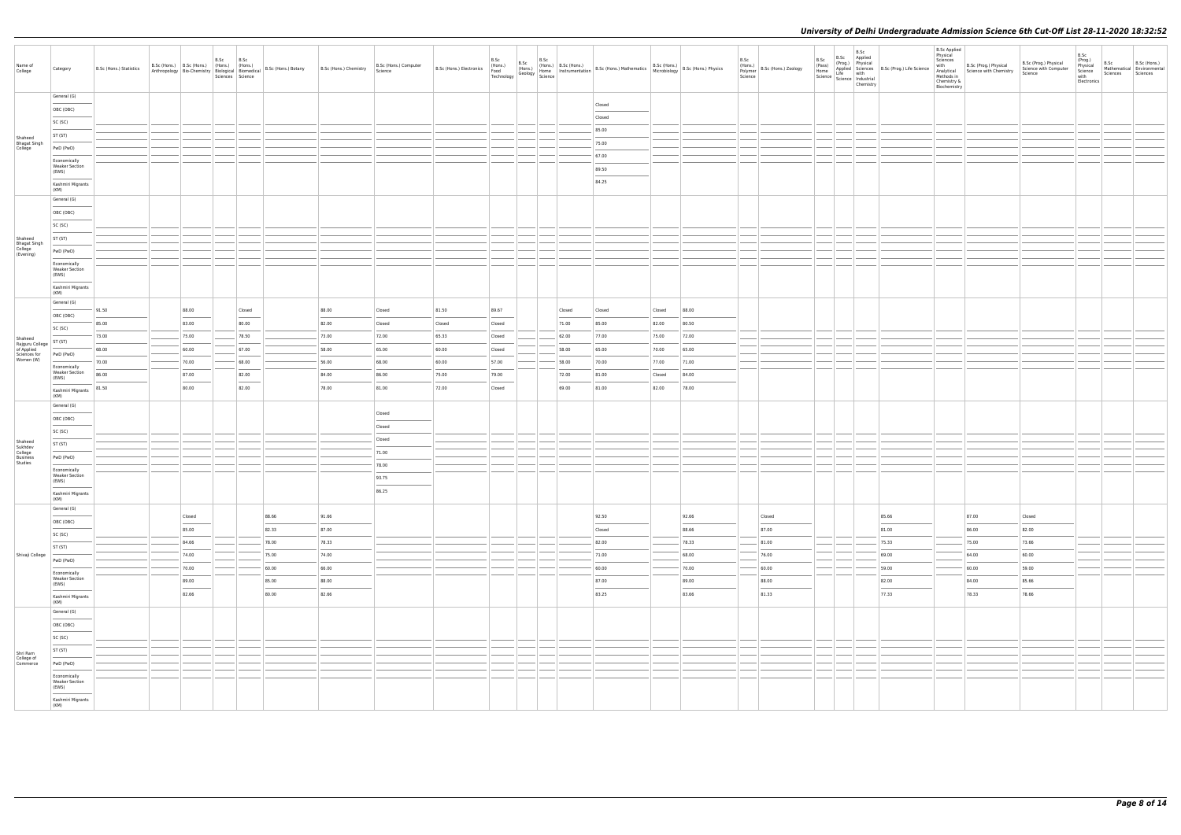| Name of College | Category | B.Sc (Hons.) Statistics | B.Sc (Hons.) Anthropology | B.Sc (Hons.) Bio-Chemistry | B.Sc (Hons.) Biological Sciences | B.Sc (Hons.) Biomedical Science | B.Sc (Hons.) Botany | B.Sc (Hons.) Chemistry | B.Sc (Hons.) Computer Science | B.Sc (Hons.) Electronics | B.Sc (Hons.) Food Technology | B.Sc (Hons.) Geology | B.Sc (Hons.) Home Science | B.Sc (Hons.) Instrumentation | B.Sc (Hons.) Mathematics | B.Sc (Hons.) Microbiology | B.Sc (Hons.) Physics | B.Sc (Hons.) Polymer Science | B.Sc (Hons.) Zoology | B.Sc (Pass) Home Science | B.Sc (Prog.) Applied Life Science | B.Sc Applied Physical Sciences with Industrial Chemistry | B.Sc (Prog.) Life Science | B.Sc Applied Physical Sciences with Analytical Methods in Chemistry & Biochemistry | B.Sc (Prog.) Physical Science with Chemistry | B.Sc (Prog.) Physical Science with Computer Science | B.Sc (Prog.) Physical Science with Electronics | B.Sc Mathematical Sciences | B.Sc (Hons.) Environmental Sciences |
|---|---|---|---|---|---|---|---|---|---|---|---|---|---|---|---|---|---|---|---|---|---|---|---|---|---|---|---|---|---|
| Shaheed Bhagat Singh College | General (G) | | | | | | | | | | | | | | Closed | | | | | | | | | | | | | | |
| | OBC (OBC) | | | | | | | | | | | | | | Closed | | | | | | | | | | | | | | |
| | SC (SC) | | | | | | | | | | | | | | 85.00 | | | | | | | | | | | | | | |
| | ST (ST) | | | | | | | | | | | | | | 75.00 | | | | | | | | | | | | | | |
| | PwD (PwD) | | | | | | | | | | | | | | 67.00 | | | | | | | | | | | | | | |
| | Economically Weaker Section (EWS) | | | | | | | | | | | | | | 89.50 | | | | | | | | | | | | | | |
| | Kashmiri Migrants (KM) | | | | | | | | | | | | | | 84.25 | | | | | | | | | | | | | | |
| Shaheed Bhagat Singh College (Evening) | General (G) | | | | | | | | | | | | | | | | | | | | | | | | | | | | |
| | OBC (OBC) | | | | | | | | | | | | | | | | | | | | | | | | | | | | |
| | SC (SC) | | | | | | | | | | | | | | | | | | | | | | | | | | | | |
| | ST (ST) | | | | | | | | | | | | | | | | | | | | | | | | | | | | |
| | PwD (PwD) | | | | | | | | | | | | | | | | | | | | | | | | | | | | |
| | Economically Weaker Section (EWS) | | | | | | | | | | | | | | | | | | | | | | | | | | | | |
| | Kashmiri Migrants (KM) | | | | | | | | | | | | | | | | | | | | | | | | | | | | |
| Shaheed Rajguru College of Applied Sciences for Women (W) | General (G) | 91.50 | | 88.00 | | Closed | | 88.00 | Closed | 81.50 | 89.67 | | | Closed | Closed | Closed | 88.00 | | | | | | | | | | | | |
| | OBC (OBC) | 85.00 | | 83.00 | | 80.00 | | 82.00 | Closed | Closed | Closed | | | 71.00 | 85.00 | 82.00 | 80.50 | | | | | | | | | | | | |
| | SC (SC) | 73.00 | | 75.00 | | 78.50 | | 73.00 | 72.00 | 65.33 | Closed | | | 62.00 | 77.00 | 75.00 | 72.00 | | | | | | | | | | | | |
| | ST (ST) | 68.00 | | 60.00 | | 67.00 | | 58.00 | 65.00 | 60.00 | Closed | | | 58.00 | 65.00 | 70.00 | 65.00 | | | | | | | | | | | | |
| | PwD (PwD) | 70.00 | | 70.00 | | 68.00 | | 56.00 | 68.00 | 60.00 | 57.00 | | | 58.00 | 70.00 | 77.00 | 71.00 | | | | | | | | | | | | |
| | Economically Weaker Section (EWS) | 86.00 | | 87.00 | | 82.00 | | 84.00 | 86.00 | 75.00 | 79.00 | | | 72.00 | 81.00 | Closed | 84.00 | | | | | | | | | | | | |
| | Kashmiri Migrants (KM) | 81.50 | | 80.00 | | 82.00 | | 78.00 | 81.00 | 72.00 | Closed | | | 69.00 | 81.00 | 82.00 | 78.00 | | | | | | | | | | | | |
| Shaheed Sukhdev College Business Studies | General (G) | | | | | | | | Closed | | | | | | | | | | | | | | | | | | | | |
| | OBC (OBC) | | | | | | | | Closed | | | | | | | | | | | | | | | | | | | | |
| | SC (SC) | | | | | | | | Closed | | | | | | | | | | | | | | | | | | | | |
| | ST (ST) | | | | | | | | 71.00 | | | | | | | | | | | | | | | | | | | | |
| | PwD (PwD) | | | | | | | | 78.00 | | | | | | | | | | | | | | | | | | | | |
| | Economically Weaker Section (EWS) | | | | | | | | 93.75 | | | | | | | | | | | | | | | | | | | | |
| | Kashmiri Migrants (KM) | | | | | | | | 86.25 | | | | | | | | | | | | | | | | | | | | |
| Shivaji College | General (G) | | | Closed | | | 88.66 | 91.66 | | | | | | | 92.50 | | 92.66 | | Closed | | | | 85.66 | | 87.00 | Closed | | | |
| | OBC (OBC) | | | 85.00 | | | 82.33 | 87.00 | | | | | | | Closed | | 88.66 | | 87.00 | | | | 81.00 | | 86.00 | 82.00 | | | |
| | SC (SC) | | | 84.66 | | | 78.00 | 78.33 | | | | | | | 82.00 | | 78.33 | | 81.00 | | | | 75.33 | | 75.00 | 73.66 | | | |
| | ST (ST) | | | 74.00 | | | 75.00 | 74.00 | | | | | | | 71.00 | | 68.00 | | 76.00 | | | | 69.00 | | 64.00 | 60.00 | | | |
| | PwD (PwD) | | | 70.00 | | | 60.00 | 66.00 | | | | | | | 60.00 | | 70.00 | | 60.00 | | | | 59.00 | | 60.00 | 59.00 | | | |
| | Economically Weaker Section (EWS) | | | 89.00 | | | 85.00 | 88.00 | | | | | | | 87.00 | | 89.00 | | 88.00 | | | | 82.00 | | 84.00 | 85.66 | | | |
| | Kashmiri Migrants (KM) | | | 82.66 | | | 80.00 | 82.66 | | | | | | | 83.25 | | 83.66 | | 81.33 | | | | 77.33 | | 78.33 | 78.66 | | | |
| Shri Ram College of Commerce | General (G) | | | | | | | | | | | | | | | | | | | | | | | | | | | | |
| | OBC (OBC) | | | | | | | | | | | | | | | | | | | | | | | | | | | | |
| | SC (SC) | | | | | | | | | | | | | | | | | | | | | | | | | | | | |
| | ST (ST) | | | | | | | | | | | | | | | | | | | | | | | | | | | | |
| | PwD (PwD) | | | | | | | | | | | | | | | | | | | | | | | | | | | | |
| | Economically Weaker Section (EWS) | | | | | | | | | | | | | | | | | | | | | | | | | | | | |
| | Kashmiri Migrants (KM) | | | | | | | | | | | | | | | | | | | | | | | | | | | | |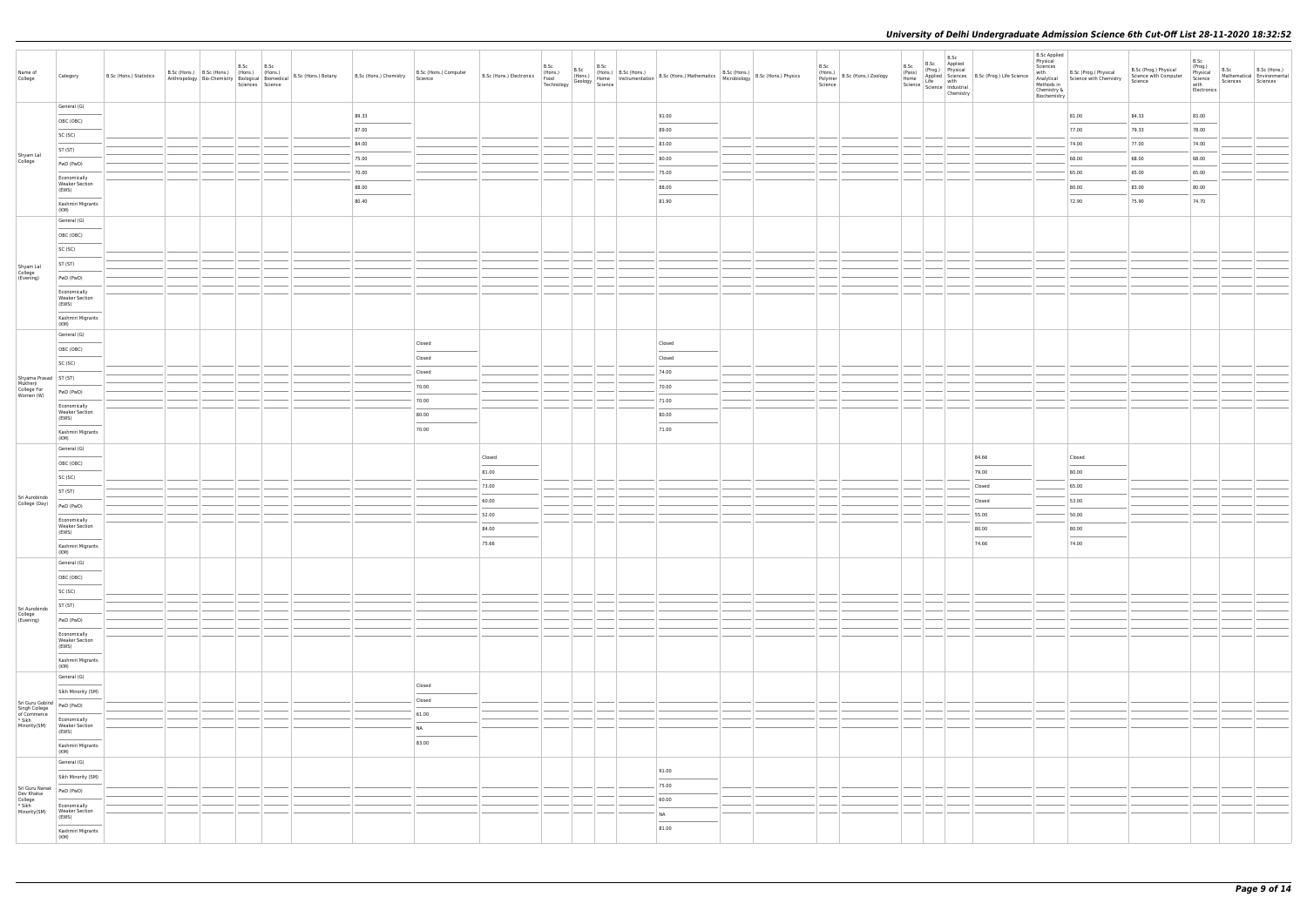# University of Delhi Undergraduate Admission Science 6th Cut-Off List 28-11-2020 18:32:52

| Name of College | Category | B.Sc (Hons.) Statistics | B.Sc (Hons.) Anthropology | B.Sc (Hons.) Bio-Chemistry | B.Sc (Hons.) Biological Sciences | B.Sc (Hons.) Biomedical Science | B.Sc (Hons.) Botany | B.Sc (Hons.) Chemistry | B.Sc (Hons.) Computer Science | B.Sc (Hons.) Electronics | B.Sc (Hons.) Food Technology | B.Sc (Hons.) Geology | B.Sc (Hons.) Home Science | B.Sc (Hons.) Instrumentation | B.Sc (Hons.) Mathematics | B.Sc (Hons.) Microbiology | B.Sc (Hons.) Physics | B.Sc (Hons.) Polymer Science | B.Sc (Hons.) Zoology | B.Sc (Pass) Home Science | B.Sc (Prog.) Applied Life Science | B.Sc Applied Physical Sciences with Industrial Chemistry | B.Sc (Prog.) Life Science | B.Sc Applied Physical Sciences with Analytical Methods in Chemistry & Biochemistry | B.Sc (Prog.) Physical Science with Chemistry | B.Sc (Prog.) Physical Science with Computer Science | B.Sc (Prog.) Physical Science with Electronics | B.Sc Mathematical Sciences | B.Sc (Hons.) Environmental Sciences |
|---|---|---|---|---|---|---|---|---|---|---|---|---|---|---|---|---|---|---|---|---|---|---|---|---|---|---|---|---|---|
| Shyam Lal College | General (G) | | | | | | | 89.33 | | | | | | | 91.00 | | | | | | | | | | 81.00 | 84.33 | 83.00 | | |
| | OBC (OBC) | | | | | | | 87.00 | | | | | | | 89.00 | | | | | | | | | | 77.00 | 79.33 | 78.00 | | |
| | SC (SC) | | | | | | | 84.00 | | | | | | | 83.00 | | | | | | | | | | 74.00 | 77.00 | 74.00 | | |
| | ST (ST) | | | | | | | 75.00 | | | | | | | 80.00 | | | | | | | | | | 68.00 | 68.00 | 68.00 | | |
| | PwD (PwD) | | | | | | | 70.00 | | | | | | | 75.00 | | | | | | | | | | 65.00 | 65.00 | 65.00 | | |
| | Economically Weaker Section (EWS) | | | | | | | 88.00 | | | | | | | 88.00 | | | | | | | | | | 80.00 | 83.00 | 80.00 | | |
| | Kashmiri Migrants (KM) | | | | | | | 80.40 | | | | | | | 81.90 | | | | | | | | | | 72.90 | 75.90 | 74.70 | | |
| Shyam Lal College (Evening) | General (G) | | | | | | | | | | | | | | | | | | | | | | | | | | | | |
| | OBC (OBC) | | | | | | | | | | | | | | | | | | | | | | | | | | | | |
| | SC (SC) | | | | | | | | | | | | | | | | | | | | | | | | | | | | |
| | ST (ST) | | | | | | | | | | | | | | | | | | | | | | | | | | | | |
| | PwD (PwD) | | | | | | | | | | | | | | | | | | | | | | | | | | | | |
| | Economically Weaker Section (EWS) | | | | | | | | | | | | | | | | | | | | | | | | | | | | |
| | Kashmiri Migrants (KM) | | | | | | | | | | | | | | | | | | | | | | | | | | | | |
| Shyama Prasad Mukherji College For Women (W) | General (G) | | | | | | | | Closed | | | | | | Closed | | | | | | | | | | | | | | |
| | OBC (OBC) | | | | | | | | Closed | | | | | | Closed | | | | | | | | | | | | | | |
| | SC (SC) | | | | | | | | Closed | | | | | | 74.00 | | | | | | | | | | | | | | |
| | ST (ST) | | | | | | | | 70.00 | | | | | | 70.00 | | | | | | | | | | | | | | |
| | PwD (PwD) | | | | | | | | 70.00 | | | | | | 71.00 | | | | | | | | | | | | | | |
| | Economically Weaker Section (EWS) | | | | | | | | 80.00 | | | | | | 80.00 | | | | | | | | | | | | | | |
| | Kashmiri Migrants (KM) | | | | | | | | 70.00 | | | | | | 71.00 | | | | | | | | | | | | | | |
| Sri Aurobindo College (Day) | General (G) | | | | | | | | | Closed | | | | | | | | | | | | | 84.66 | | Closed | | | | |
| | OBC (OBC) | | | | | | | | | 81.00 | | | | | | | | | | | | | 79.00 | | 80.00 | | | | |
| | SC (SC) | | | | | | | | | 73.00 | | | | | | | | | | | | | Closed | | 65.00 | | | | |
| | ST (ST) | | | | | | | | | 60.00 | | | | | | | | | | | | | Closed | | 53.00 | | | | |
| | PwD (PwD) | | | | | | | | | 52.00 | | | | | | | | | | | | | 55.00 | | 50.00 | | | | |
| | Economically Weaker Section (EWS) | | | | | | | | | 84.00 | | | | | | | | | | | | | 80.00 | | 80.00 | | | | |
| | Kashmiri Migrants (KM) | | | | | | | | | 75.66 | | | | | | | | | | | | | 74.66 | | 74.00 | | | | |
| Sri Aurobindo College (Evening) | General (G) | | | | | | | | | | | | | | | | | | | | | | | | | | | | |
| | OBC (OBC) | | | | | | | | | | | | | | | | | | | | | | | | | | | | |
| | SC (SC) | | | | | | | | | | | | | | | | | | | | | | | | | | | | |
| | ST (ST) | | | | | | | | | | | | | | | | | | | | | | | | | | | | |
| | PwD (PwD) | | | | | | | | | | | | | | | | | | | | | | | | | | | | |
| | Economically Weaker Section (EWS) | | | | | | | | | | | | | | | | | | | | | | | | | | | | |
| | Kashmiri Migrants (KM) | | | | | | | | | | | | | | | | | | | | | | | | | | | | |
| Sri Guru Gobind Singh College of Commerce * Sikh Minority(SM) | General (G) | | | | | | | | Closed | | | | | | | | | | | | | | | | | | | | |
| | Sikh Minority (SM) | | | | | | | | Closed | | | | | | | | | | | | | | | | | | | | |
| | PwD (PwD) | | | | | | | | 61.00 | | | | | | | | | | | | | | | | | | | | |
| | Economically Weaker Section (EWS) | | | | | | | | NA | | | | | | | | | | | | | | | | | | | | |
| | Kashmiri Migrants (KM) | | | | | | | | 83.00 | | | | | | | | | | | | | | | | | | | | |
| Sri Guru Nanak Dev Khalsa College * Sikh Minority(SM) | General (G) | | | | | | | | | | | | | | 91.00 | | | | | | | | | | | | | | |
| | Sikh Minority (SM) | | | | | | | | | | | | | | 75.00 | | | | | | | | | | | | | | |
| | PwD (PwD) | | | | | | | | | | | | | | 60.00 | | | | | | | | | | | | | | |
| | Economically Weaker Section (EWS) | | | | | | | | | | | | | | NA | | | | | | | | | | | | | | |
| | Kashmiri Migrants (KM) | | | | | | | | | | | | | | 81.00 | | | | | | | | | | | | | | |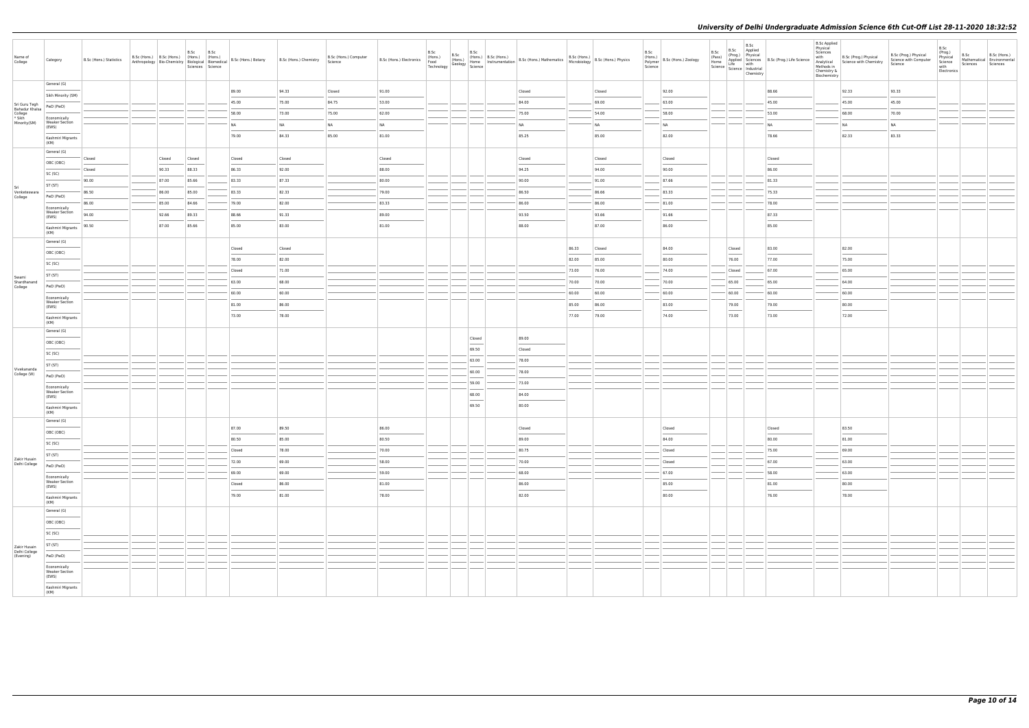| Name of College | Category | B.Sc (Hons.) Statistics | B.Sc (Hons.) Anthropology | B.Sc (Hons.) Bio-Chemistry | B.Sc (Hons.) Biological Sciences | B.Sc (Hons.) Biomedical Science | B.Sc (Hons.) Botany | B.Sc (Hons.) Chemistry | B.Sc (Hons.) Computer Science | B.Sc (Hons.) Electronics | B.Sc (Hons.) Food Technology | B.Sc (Hons.) Geology | B.Sc (Hons.) Home Science | B.Sc (Hons.) Instrumentation | B.Sc (Hons.) Mathematics | B.Sc (Hons.) Microbiology | B.Sc (Hons.) Physics | B.Sc (Hons.) Polymer Science | B.Sc (Hons.) Zoology | B.Sc (Pass) Home Science | B.Sc (Prog.) Applied Life Science | B.Sc Applied Physical Sciences with Industrial Chemistry | B.Sc (Prog.) Life Science | B.Sc Applied Physical Sciences with Analytical Methods in Chemistry & Biochemistry | B.Sc (Prog.) Physical Science with Chemistry | B.Sc (Prog.) Physical Science with Computer Science | B.Sc (Prog.) Physical Science with Electronics | B.Sc Mathematical Sciences | B.Sc (Hons.) Environmental Sciences |
|---|---|---|---|---|---|---|---|---|---|---|---|---|---|---|---|---|---|---|---|---|---|---|---|---|---|---|---|---|---|
| Sri Guru Tegh Bahadur Khalsa College * Sikh Minority(SM) | General (G) | | | | | | 89.00 | 94.33 | Closed | 91.00 | | | | | Closed | | Closed | | 92.00 | | | | 88.66 | | 92.33 | 93.33 | | | |
| | Sikh Minority (SM) | | | | | | 45.00 | 75.00 | 84.75 | 53.00 | | | | | 84.00 | | 69.00 | | 63.00 | | | | 45.00 | | 45.00 | 45.00 | | | |
| | PwD (PwD) | | | | | | 58.00 | 73.00 | 75.00 | 62.00 | | | | | 75.00 | | 54.00 | | 58.00 | | | | 53.00 | | 68.00 | 70.00 | | | |
| | Economically Weaker Section (EWS) | | | | | | NA | NA | NA | NA | | | | | NA | | NA | | NA | | | | NA | | NA | NA | | | |
| | Kashmiri Migrants (KM) | | | | | | 79.00 | 84.33 | 85.00 | 81.00 | | | | | 85.25 | | 85.00 | | 82.00 | | | | 78.66 | | 82.33 | 83.33 | | | |
| Sri Venkateswara College | General (G) | Closed | | Closed | Closed | | Closed | Closed | | Closed | | | | | Closed | | Closed | | Closed | | | | Closed | | | | | | |
| | OBC (OBC) | Closed | | 90.33 | 88.33 | | 86.33 | 92.00 | | 88.00 | | | | | 94.25 | | 94.00 | | 90.00 | | | | 86.00 | | | | | | |
| | SC (SC) | 90.00 | | 87.00 | 85.66 | | 83.33 | 87.33 | | 80.00 | | | | | 90.00 | | 91.00 | | 87.66 | | | | 81.33 | | | | | | |
| | ST (ST) | 86.50 | | 86.00 | 85.00 | | 83.33 | 82.33 | | 79.00 | | | | | 86.50 | | 86.66 | | 83.33 | | | | 75.33 | | | | | | |
| | PwD (PwD) | 86.00 | | 85.00 | 84.66 | | 79.00 | 82.00 | | 83.33 | | | | | 86.00 | | 86.00 | | 81.00 | | | | 78.00 | | | | | | |
| | Economically Weaker Section (EWS) | 94.00 | | 92.66 | 89.33 | | 88.66 | 91.33 | | 89.00 | | | | | 93.50 | | 93.66 | | 91.66 | | | | 87.33 | | | | | | |
| | Kashmiri Migrants (KM) | 90.50 | | 87.00 | 85.66 | | 85.00 | 83.00 | | 81.00 | | | | | 88.00 | | 87.00 | | 86.00 | | | | 85.00 | | | | | | |
| Swami Shardhanand College | General (G) | | | | | | Closed | Closed | | | | | | | | 86.33 | Closed | | 84.00 | | Closed | | 83.00 | | 82.00 | | | | |
| | OBC (OBC) | | | | | | 78.00 | 82.00 | | | | | | | | 82.00 | 85.00 | | 80.00 | | 76.00 | | 77.00 | | 75.00 | | | | |
| | SC (SC) | | | | | | Closed | 71.00 | | | | | | | | 73.00 | 76.00 | | 74.00 | | Closed | | 67.00 | | 65.00 | | | | |
| | ST (ST) | | | | | | 63.00 | 68.00 | | | | | | | | 70.00 | 70.00 | | 70.00 | | 65.00 | | 65.00 | | 64.00 | | | | |
| | PwD (PwD) | | | | | | 60.00 | 60.00 | | | | | | | | 60.00 | 60.00 | | 60.00 | | 60.00 | | 60.00 | | 60.00 | | | | |
| | Economically Weaker Section (EWS) | | | | | | 81.00 | 86.00 | | | | | | | | 85.00 | 86.00 | | 83.00 | | 79.00 | | 79.00 | | 80.00 | | | | |
| | Kashmiri Migrants (KM) | | | | | | 73.00 | 78.00 | | | | | | | | 77.00 | 79.00 | | 74.00 | | 73.00 | | 73.00 | | 72.00 | | | | |
| Vivekananda College (W) | General (G) | | | | | | | | | | | | Closed | | 89.00 | | | | | | | | | | | | | | |
| | OBC (OBC) | | | | | | | | | | | | 69.50 | | Closed | | | | | | | | | | | | | | |
| | SC (SC) | | | | | | | | | | | | 63.00 | | 78.00 | | | | | | | | | | | | | | |
| | ST (ST) | | | | | | | | | | | | 60.00 | | 78.00 | | | | | | | | | | | | | | |
| | PwD (PwD) | | | | | | | | | | | | 59.00 | | 73.00 | | | | | | | | | | | | | | |
| | Economically Weaker Section (EWS) | | | | | | | | | | | | 68.00 | | 84.00 | | | | | | | | | | | | | | |
| | Kashmiri Migrants (KM) | | | | | | | | | | | | 69.50 | | 80.00 | | | | | | | | | | | | | | |
| Zakir Husain Delhi College | General (G) | | | | | | 87.00 | 89.50 | | 86.00 | | | | | Closed | | | | Closed | | | | Closed | | 83.50 | | | | |
| | OBC (OBC) | | | | | | 80.50 | 85.00 | | 80.50 | | | | | 89.00 | | | | 84.00 | | | | 80.00 | | 81.00 | | | | |
| | SC (SC) | | | | | | Closed | 78.00 | | 70.00 | | | | | 80.75 | | | | Closed | | | | 75.00 | | 69.00 | | | | |
| | ST (ST) | | | | | | 72.00 | 69.00 | | 58.00 | | | | | 70.00 | | | | Closed | | | | 67.00 | | 63.00 | | | | |
| | PwD (PwD) | | | | | | 69.00 | 69.00 | | 59.00 | | | | | 68.00 | | | | 67.00 | | | | 58.00 | | 63.00 | | | | |
| | Economically Weaker Section (EWS) | | | | | | Closed | 86.00 | | 81.00 | | | | | 86.00 | | | | 85.00 | | | | 81.00 | | 80.00 | | | | |
| | Kashmiri Migrants (KM) | | | | | | 79.00 | 81.00 | | 78.00 | | | | | 82.00 | | | | 80.00 | | | | 76.00 | | 78.00 | | | | |
| Zakir Husain Delhi College (Evening) | General (G) | | | | | | | | | | | | | | | | | | | | | | | | | | | | |
| | OBC (OBC) | | | | | | | | | | | | | | | | | | | | | | | | | | | | |
| | SC (SC) | | | | | | | | | | | | | | | | | | | | | | | | | | | | |
| | ST (ST) | | | | | | | | | | | | | | | | | | | | | | | | | | | | |
| | PwD (PwD) | | | | | | | | | | | | | | | | | | | | | | | | | | | | |
| | Economically Weaker Section (EWS) | | | | | | | | | | | | | | | | | | | | | | | | | | | | |
| | Kashmiri Migrants (KM) | | | | | | | | | | | | | | | | | | | | | | | | | | | | |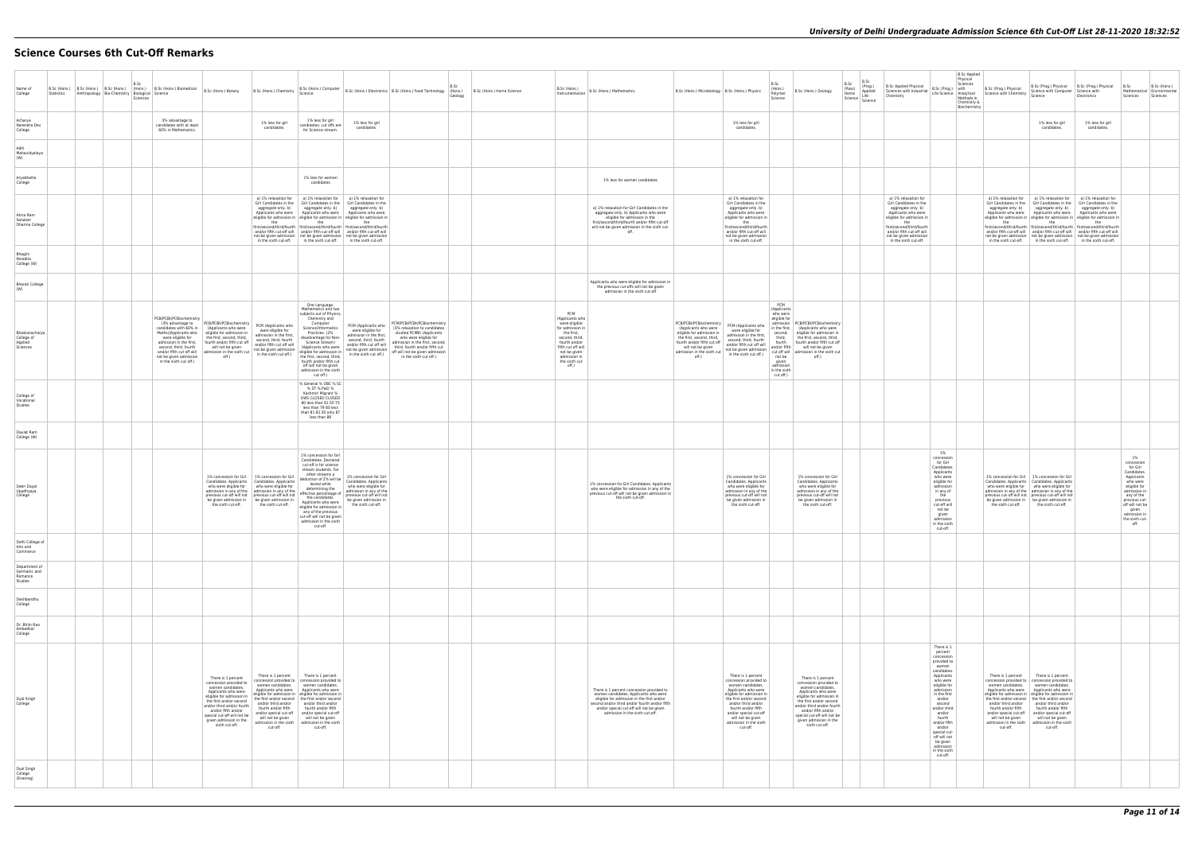# Science Courses 6th Cut-Off Remarks

| Name of College | B.Sc (Hons.) Statistics | B.Sc (Hons.) Anthropology | B.Sc (Hons.) Bio-Chemistry | B.Sc (Hons.) Biological Sciences | B.Sc (Hons.) Biomedical Science | B.Sc (Hons.) Botany | B.Sc (Hons.) Chemistry | B.Sc (Hons.) Computer Science | B.Sc (Hons.) Electronics | B.Sc (Hons.) Food Technology | B.Sc (Hons.) Geology | B.Sc (Hons.) Home Science | B.Sc (Hons.) Instrumentation | B.Sc (Hons.) Mathematics | B.Sc (Hons.) Microbiology | B.Sc (Hons.) Physics | B.Sc (Hons.) Polymer Science | B.Sc (Hons.) Zoology | B.Sc (Pass) Home Science | B.Sc (Prog.) Applied Life Science | B.Sc Applied Physical Sciences with Industrial Chemistry | B.Sc (Prog.) Life Science | B.Sc Applied Physical Sciences with Analytical Methods in Chemistry & Biochemistry | B.Sc (Prog.) Physical Science with Chemistry | B.Sc (Prog.) Physical Science with Computer Science | B.Sc (Prog.) Physical Science with Electronics | B.Sc Mathematical Sciences | B.Sc (Hons.) Environmental Sciences |
|---|---|---|---|---|---|---|---|---|---|---|---|---|---|---|---|---|---|---|---|---|---|---|---|---|---|---|---|---|
| Acharya Narendra Dev College | | | | | 3% advantage to candidates with at least 60% in Mathematics. | | 1% less for girl candidates | 1% less for girl candidates, cut offs are for Science stream. | 1% less for girl candidates | | | | | | | 1% less for girl candidates. | | | | | | | | | 1% less for girl candidates. | 1% less for girl candidates. | | |
| Aditi Mahavidyalaya (W) | | | | | | | | | | | | | | | | | | | | | | | | | | | | |
| Aryabhatta College | | | | | | | | 1% less for women candidates | | | | | | 1% less for women candidates | | | | | | | | | | | | | | |
| Atma Ram Sanatan Dharma College | | | | | | | a) 1% relaxation for Girl Candidates in the aggregate only. b) Applicants who were eligible for admission in the first/second/third/fourth and/or fifth cut-off will not be given admission in the sixth cut-off. | a) 1% relaxation for Girl Candidates in the aggregate only. b) Applicants who were eligible for admission in the first/second/third/fourth and/or fifth cut-off will not be given admission in the sixth cut-off. | a) 1% relaxation for Girl Candidates in the aggregate only. b) Applicants who were eligible for admission in the first/second/third/fourth and/or fifth cut-off will not be given admission in the sixth cut-off. | | | | | a) 1% relaxation for Girl Candidates in the aggregate only. b) Applicants who were eligible for admission in the first/second/third/fourth and/or fifth cut-off will not be given admission in the sixth cut-off. | | a) 1% relaxation for Girl Candidates in the aggregate only. b) Applicants who were eligible for admission in the first/second/third/fourth and/or fifth cut-off will not be given admission in the sixth cut-off. | | | | | a) 1% relaxation for Girl Candidates in the aggregate only. b) Applicants who were eligible for admission in the first/second/third/fourth and/or fifth cut-off will not be given admission in the sixth cut-off. | | | a) 1% relaxation for Girl Candidates in the aggregate only. b) Applicants who were eligible for admission in the first/second/third/fourth and/or fifth cut-off will not be given admission in the sixth cut-off. | a) 1% relaxation for Girl Candidates in the aggregate only. b) Applicants who were eligible for admission in the first/second/third/fourth and/or fifth cut-off will not be given admission in the sixth cut-off. | a) 1% relaxation for Girl Candidates in the aggregate only. b) Applicants who were eligible for admission in the first/second/third/fourth and/or fifth cut-off will not be given admission in the sixth cut-off. | | |
| Bhagini Nivedita College (W) | | | | | | | | | | | | | | | | | | | | | | | | | | | | |
| Bharati College (W) | | | | | | | | | | | | | | Applicants who were eligible for admission in the previous cut-offs will not be given admission in the sixth cut-off | | | | | | | | | | | | | | |
| Bhaskaracharya College of Applied Sciences | | | | | PCB/PCBt/PCBiochemistry (3% advantage to candidates with 60% in Maths)(Applicants who were eligible for admission in the first, second, third, fourth and/or fifth cut off will not be given admission in the sixth cut off.) | PCB/PCBt/PCBiochemistry (Applicants who were eligible for admission in the first, second, third, fourth and/or fifth cut off will not be given admission in the sixth cut off.) | PCM (Applicants who were eligible for admission in the first, second, third, fourth and/or fifth cut off will not be given admission in the sixth cut off.) | One Language, Mathematics and two subjects out of Physics, Chemistry and Computer Science/Informatics Practices. (2% disadvantage for Non-Science Stream) (Applicants who were eligible for admission in the first, second, third, fourth and/or fifth cut off will not be given admission in the sixth cut off.) | PCM (Applicants who were eligible for admission in the first, second, third, fourth and/or fifth cut off will not be given admission in the sixth cut off.) | PCM/PCB/PCBt/PCBiochemistry (3% relaxation to candidates studied PCMB) (Applicants who were eligible for admission in the first, second, third, fourth and/or fifth cut off will not be given admission in the sixth cut off.) | | | PCM (Applicants who were eligible for admission in the first, second, third, fourth and/or fifth cut off will not be given admission in the sixth cut off.) | | PCB/PCBt/PCBiochemistry (Applicants who were eligible for admission in the first, second, third, fourth and/or fifth cut off will not be given admission in the sixth cut off.) | PCM (Applicants who were eligible for admission in the first, second, third, fourth and/or fifth cut off will not be given admission in the sixth cut off.) | PCM (Applicants who were eligible for admission in the first, second, third, fourth and/or fifth cut off will not be given admission in the sixth cut off.) | PCB/PCBt/PCBiochemistry (Applicants who were eligible for admission in the first, second, third, fourth and/or fifth cut off will not be given admission in the sixth cut off.) | | | | | | | | | | |
| College of Vocational Studies | | | | | | | | % General % OBC % SC % ST % PwD % Kashmiri Migrant % EWS CLOSED CLOSED 80 less than 81.50 75 less than 79 80 less than 81 82.50 only 87 less than 89 | | | | | | | | | | | | | | | | | | | | |
| Daulat Ram College (W) | | | | | | | | | | | | | | | | | | | | | | | | | | | | |
| Deen Dayal Upadhyaya College | | | | | | 1% concession for Girl Candidates. Applicants who were eligible for admission in any of the previous cut-off will not be given admission in the sixth cut-off. | 1% concession for Girl Candidates. Applicants who were eligible for admission in any of the previous cut-off will not be given admission in the sixth cut-off. | 1% concession for Girl Candidates. Declared cut-off is for science stream students. For other streams a deduction of 2% will be levied while determining the effective percentage of the candidates. Applicants who were eligible for admission in any of the previous cut-off will not be given admission in the sixth cut-off. | 1% concession for Girl Candidates. Applicants who were eligible for admission in any of the previous cut-off will not be given admission in the sixth cut-off. | | | | | 1% concession for Girl Candidates. Applicants who were eligible for admission in any of the previous cut-off will not be given admission in the sixth cut-off. | | 1% concession for Girl Candidates. Applicants who were eligible for admission in any of the previous cut-off will not be given admission in the sixth cut-off. | | 1% concession for Girl Candidates. Applicants who were eligible for admission in any of the previous cut-off will not be given admission in the sixth cut-off. | | | | 1% concession for Girl Candidates. Applicants who were eligible for admission in any of the previous cut-off will not be given admission in the sixth cut-off. | | 1% concession for Girl Candidates. Applicants who were eligible for admission in any of the previous cut-off will not be given admission in the sixth cut-off. | 1% concession for Girl Candidates. Applicants who were eligible for admission in any of the previous cut-off will not be given admission in the sixth cut-off. | | 1% concession for Girl Candidates. Applicants who were eligible for admission in any of the previous cut-off will not be given admission in the sixth cut-off. | |
| Delhi College of Arts and Commerce | | | | | | | | | | | | | | | | | | | | | | | | | | | | |
| Department of Germanic and Romance Studies | | | | | | | | | | | | | | | | | | | | | | | | | | | | |
| Deshbandhu College | | | | | | | | | | | | | | | | | | | | | | | | | | | | |
| Dr. Bhim Rao Ambedkar College | | | | | | | | | | | | | | | | | | | | | | | | | | | | |
| Dyal Singh College | | | | | | There is 1 percent concession provided to women candidates. Applicants who were eligible for admission in the first and/or second and/or third and/or fourth and/or fifth and/or special cut-off will not be given admission in the sixth cut-off. | There is 1 percent concession provided to women candidates. Applicants who were eligible for admission in the first and/or second and/or third and/or fourth and/or fifth and/or special cut-off will not be given admission in the sixth cut-off. | There is 1 percent concession provided to women candidates. Applicants who were eligible for admission in the first and/or second and/or third and/or fourth and/or fifth and/or special cut-off will not be given admission in the sixth cut-off. | | | | | | There is 1 percent concession provided to women candidates. Applicants who were eligible for admission in the first and/or second and/or third and/or fourth and/or fifth and/or special cut-off will not be given admission in the sixth cut-off. | | There is 1 percent concession provided to women candidates. Applicants who were eligible for admission in the first and/or second and/or third and/or fourth and/or fifth and/or special cut-off will not be given admission in the sixth cut-off. | | There is 1 percent concession provided to women candidates. Applicants who were eligible for admission in the first and/or second and/or third and/or fourth and/or fifth and/or special cut-off will not be given admission in the sixth cut-off. | | | | There is 1 percent concession provided to women candidates. Applicants who were eligible for admission in the first and/or second and/or third and/or fourth and/or fifth and/or special cut-off will not be given admission in the sixth cut-off. | | There is 1 percent concession provided to women candidates. Applicants who were eligible for admission in the first and/or second and/or third and/or fourth and/or fifth and/or special cut-off will not be given admission in the sixth cut-off. | There is 1 percent concession provided to women candidates. Applicants who were eligible for admission in the first and/or second and/or third and/or fourth and/or fifth and/or special cut-off will not be given admission in the sixth cut-off. | | | |
| Dyal Singh College (Evening) | | | | | | | | | | | | | | | | | | | | | | | | | | | | |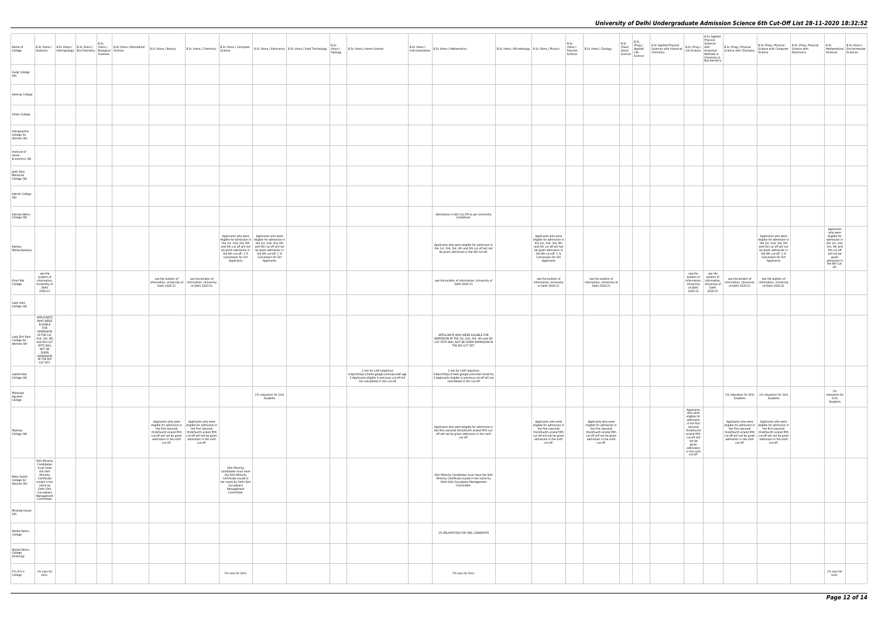| Name of College | B.Sc (Hons.) Statistics | B.Sc (Hons.) Anthropology | B.Sc (Hons.) Bio-Chemistry | B.Sc (Hons.) Biological Sciences | B.Sc (Hons.) Biomedical Science | B.Sc (Hons.) Botany | B.Sc (Hons.) Chemistry | B.Sc (Hons.) Computer Science | B.Sc (Hons.) Electronics | B.Sc (Hons.) Food Technology | B.Sc (Hons.) Geology | B.Sc (Hons.) Home Science | B.Sc (Hons.) Instrumentation | B.Sc (Hons.) Mathematics | B.Sc (Hons.) Microbiology | B.Sc (Hons.) Physics | B.Sc (Hons.) Polymer Science | B.Sc (Hons.) Zoology | B.Sc (Pass) Home Science | B.Sc (Prog.) Applied Life Science | B.Sc Applied Physical Sciences with Industrial Chemistry | B.Sc (Prog.) Life Science | B.Sc Applied Physical Sciences with Analytical Methods in Chemistry & Biochemistry | B.Sc (Prog.) Physical Science with Chemistry | B.Sc (Prog.) Physical Science with Computer Science | B.Sc (Prog.) Physical Science with Electronics | B.Sc Mathematical Sciences | B.Sc (Hons.) Environmental Sciences |
|---|---|---|---|---|---|---|---|---|---|---|---|---|---|---|---|---|---|---|---|---|---|---|---|---|---|---|---|---|
| Gargi College (W) | | | | | | | | | | | | | | | | | | | | | | | | | | | | |
| Hansraj College | | | | | | | | | | | | | | | | | | | | | | | | | | | | |
| Hindu College | | | | | | | | | | | | | | | | | | | | | | | | | | | | |
| Indraprastha College for Women (W) | | | | | | | | | | | | | | | | | | | | | | | | | | | | |
| Institute of Home Economics (W) | | | | | | | | | | | | | | | | | | | | | | | | | | | | |
| Janki Devi Memorial College (W) | | | | | | | | | | | | | | | | | | | | | | | | | | | | |
| Kalindi College (W) | | | | | | | | | | | | | | | | | | | | | | | | | | | | |
| Kamala Nehru College (W) | | | | | | | | | | | | | | Admissions in 6th Cut Off as per University Guidelines. | | | | | | | | | | | | | | |
| Keshav Mahavidyalaya | | | | | | | | Applicants who were eligible for admission in the 1st, 2nd, 3rd, 4th and 5th cut off will not be given admission in the 6th cut-off. 1 % Concession for Girl Applicants | Applicants who were eligible for admission in the 1st, 2nd, 3rd, 4th and 5th cut off will not be given admission in the 6th cut-off. 1 % Concession for Girl Applicants | | | | | Applicants who were eligible for admission in the 1st, 2nd, 3rd, 4th and 5th cut off will not be given admission in the 6th cut-off. | | Applicants who were eligible for admission in the 1st, 2nd, 3rd, 4th and 5th cut off will not be given admission in the 6th cut-off. 1 % Concession for Girl Applicants | | | | | | | | | Applicants who were eligible for admission in the 1st, 2nd, 3rd, 4th and 5th cut off will not be given admission in the 6th cut-off. 1 % Concession for Girl Applicants | | Applicants who were eligible for admission in the 1st, 2nd, 3rd, 4th and 5th cut off will not be given admission in the 6th cut-off. | |
| Kirori Mal College | see the bulletin of information, University of Delhi 2020-21 | | | | | see the bulletin of information, University of Delhi 2020-21 | see the bulletin of information, University of Delhi 2020-21 | | | | | | | see the bulletin of information, University of Delhi 2020-21 | | see the bulletin of information, University of Delhi 2020-21 | | see the bulletin of information, University of Delhi 2020-21 | | | | see the bulletin of information, University of Delhi 2020-21 | see the bulletin of information, University of Delhi 2020-21 | see the bulletin of information, University of Delhi 2020-21 | see the bulletin of information, University of Delhi 2020-21 | | | |
| Lady Irwin College (W) | | | | | | | | | | | | | | | | | | | | | | | | | | | | |
| Lady Shri Ram College for Women (W) | APPLICANTS WHO WERE ELIGIBLE FOR ADMISSION IN THE 1st, 2nd, 3rd, 4th and 5th CUT OFFS WILL NOT BE GIVEN ADMISSION IN THE 6th CUT OFF. | | | | | | | | | | | | | APPLICANTS WHO WERE ELIGIBLE FOR ADMISSION IN THE 1st, 2nd, 3rd, 4th and 5th CUT OFFS WILL NOT BE GIVEN ADMISSION IN THE 6th CUT OFF. | | | | | | | | | | | | | | |
| Lakshmibai College (W) | | | | | | | | | | | | 1.link for LIVE help(time 4-6pm)https://meet.google.com/oip-sstf-ugk 2.Applicants eligible in previous cut-off will not considered in this cut-off | | 1.link for LIVE help(time 4-6pm)https://meet.google.com/mwc-knod-fxx 2.Applicants eligible in previous cut-off will not considered in this cut-off | | | | | | | | | | | | | | |
| Maharaja Agrasen College | | | | | | | | | 1% relaxation for Girls Students | | | | | | | | | | | | | | | 1% relaxation for Girls Students | 1% relaxation for Girls Students | | 1% relaxation for Girls Students | |
| Maitreyi College (W) | | | | | | Applicants who were eligible for admission in the first /second/ third/fourth or/and fifth cut-off will not be given admission in the sixth cut-off. | Applicants who were eligible for admission in the first /second/ third/fourth or/and fifth cut-off will not be given admission in the sixth cut-off. | | | | | | | Applicants who were eligible for admission in the first /second/ third/fourth or/and fifth cut-off will not be given admission in the sixth cut-off. | | Applicants who were eligible for admission in the first /second/ third/fourth or/and fifth cut-off will not be given admission in the sixth cut-off. | | Applicants who were eligible for admission in the first /second/ third/fourth or/and fifth cut-off will not be given admission in the sixth cut-off. | | | | Applicants who were eligible for admission in the first /second/ third/fourth or/and fifth cut-off will not be given admission in the sixth cut-off. | | Applicants who were eligible for admission in the first /second/ third/fourth or/and fifth cut-off will not be given admission in the sixth cut-off. | Applicants who were eligible for admission in the first /second/ third/fourth or/and fifth cut-off will not be given admission in the sixth cut-off. | | | |
| Mata Sundri College for Women (W) | Sikh Minority Candidates must have the Sikh Minority Certificate issued in her name by Delhi Sikh Gurudwara Management Committee. | | | | | | | Sikh Minority Candidates must have the Sikh Minority Certificate issued in her name by Delhi Sikh Gurudwara Management Committee. | | | | | | Sikh Minority Candidates must have the Sikh Minority Certificate issued in her name by Delhi Sikh Gurudwara Management Committee. | | | | | | | | | | | | | | |
| Miranda House (W) | | | | | | | | | | | | | | | | | | | | | | | | | | | | |
| Motilal Nehru College | | | | | | | | | | | | | | 1% RELAXATION FOR GIRL CANDIDATE | | | | | | | | | | | | | | |
| Motilal Nehru College (Evening) | | | | | | | | | | | | | | | | | | | | | | | | | | | | |
| P.G.D.A.V. College | 1% Less for Girls. | | | | | | | 1% Less for Girls. | | | | | | 1% Less for Girls. | | | | | | | | | | | | | 1% Less for Girls. | |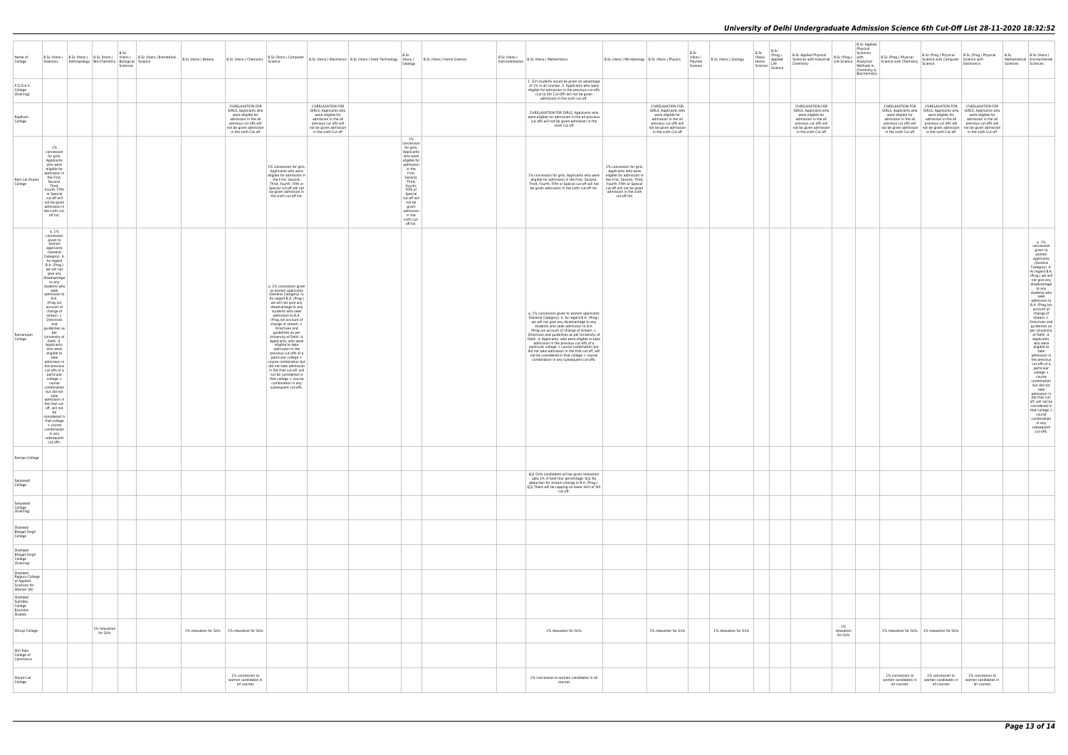# University of Delhi Undergraduate Admission Science 6th Cut-Off List 28-11-2020 18:32:52

| Name of College | B.Sc (Hons.) Statistics | B.Sc (Hons.) Anthropology | B.Sc (Hons.) Bio-Chemistry | B.Sc (Hons.) Biological Sciences | B.Sc (Hons.) Biomedical Science | B.Sc (Hons.) Botany | B.Sc (Hons.) Chemistry | B.Sc (Hons.) Computer Science | B.Sc (Hons.) Electronics | B.Sc (Hons.) Food Technology | B.Sc (Hons.) Geology | B.Sc (Hons.) Home Science | B.Sc (Hons.) Instrumentation | B.Sc (Hons.) Mathematics | B.Sc (Hons.) Microbiology | B.Sc (Hons.) Physics | B.Sc (Hons.) Polymer Science | B.Sc (Hons.) Zoology | B.Sc (Pass) Home Science | B.Sc (Prog.) Applied Life Science | B.Sc Applied Physical Sciences with Industrial Chemistry | B.Sc (Prog.) Life Science | B.Sc Applied Physical Sciences with Analytical Methods in Chemistry & Biochemistry | B.Sc (Prog.) Physical Science with Chemistry | B.Sc (Prog.) Physical Science with Computer Science | B.Sc (Prog.) Physical Science with Electronics | B.Sc Mathematical Sciences | B.Sc (Hons.) Environmental Sciences |
|---|---|---|---|---|---|---|---|---|---|---|---|---|---|---|---|---|---|---|---|---|---|---|---|---|---|---|---|---|
| P.G.D.A.V. College (Evening) | | | | | | | | | | | | | | 1. Girl students would be given an advantage of 1% in all courses. 2. Applicants who were eligible for admission in the previous cut-offs (1st to 5th Cut-Off) will not be given admission in the sixth cut-off. | | | | | | | | | | | | | | |
| Rajdhani College | | | | | | | 1%RELAXATION FOR GIRLS, Applicants who were eligible for admission in the all previous cut offs will not be given admission in the sixth Cut off | | 1%RELAXATION FOR GIRLS, Applicants who were eligible for admission in the all previous cut offs will not be given admission in the sixth Cut off | | | | | 1%RELAXATION FOR GIRLS, Applicants who were eligible for admission in the all previous cut offs will not be given admission in the sixth Cut off | | 1%RELAXATION FOR GIRLS, Applicants who were eligible for admission in the all previous cut offs will not be given admission in the sixth Cut off | | | | | 1%RELAXATION FOR GIRLS, Applicants who were eligible for admission in the all previous cut offs will not be given admission in the sixth Cut off | | | 1%RELAXATION FOR GIRLS, Applicants who were eligible for admission in the all previous cut offs will not be given admission in the sixth Cut off | 1%RELAXATION FOR GIRLS, Applicants who were eligible for admission in the all previous cut offs will not be given admission in the sixth Cut off | 1%RELAXATION FOR GIRLS, Applicants who were eligible for admission in the all previous cut offs will not be given admission in the sixth Cut off | | |
| Ram Lal Anand College | 1% concession for girls, Applicants who were eligible for admission in the First, Second, Third, Fourth, Fifth or Special cut-off will not be given admission in the sixth cut-off list. | | | | | | | 1% concession for girls, Applicants who were eligible for admission in the First, Second, Third, Fourth, Fifth or Special cut-off will not be given admission in the sixth cut-off list. | | | 1% concession for girls, Applicants who were eligible for admission in the First, Second, Third, Fourth, Fifth or Special cut-off will not be given admission in the sixth cut-off list. | | | 1% concession for girls, Applicants who were eligible for admission in the First, Second, Third, Fourth, Fifth or Special cut-off will not be given admission in the sixth cut-off list. | 1% concession for girls, Applicants who were eligible for admission in the First, Second, Third, Fourth, Fifth or Special cut-off will not be given admission in the sixth cut-off list. | | | | | | | | | | | | | |
| Ramanujan College | a. 1% concession given to women applicants (General Category). b. As regard B.A. (Prog.) we will not give any disadvantage to any students who seek admission to B.A. (Prog.)on account of change of stream. c. Directives and guidelines as per University of Delhi. d. Applicants, who were eligible to take admission in the previous cut-offs of a particular college + course combination but did not take admission in the that cut-off, will not be considered in that college + course combination in any subsequent cut-offs. | | | | | | | a. 1% concession given to women applicants (General Category). b. As regard B.A. (Prog.) we will not give any disadvantage to any students who seek admission to B.A. (Prog.)on account of change of stream. c. Directives and guidelines as per University of Delhi. d. Applicants, who were eligible to take admission in the previous cut-offs of a particular college + course combination but did not take admission in the that cut-off, will not be considered in that college + course combination in any subsequent cut-offs. | | | | | | a. 1% concession given to women applicants (General Category). b. As regard B.A. (Prog.) we will not give any disadvantage to any students who seek admission to B.A. (Prog.)on account of change of stream. c. Directives and guidelines as per University of Delhi. d. Applicants, who were eligible to take admission in the previous cut-offs of a particular college + course combination but did not take admission in the that cut-off, will not be considered in that college + course combination in any subsequent cut-offs. | | | | | | | | | | | | | | a. 1% concession given to women applicants (General Category). b. As regard B.A. (Prog.) we will not give any disadvantage to any students who seek admission to B.A. (Prog.)on account of change of stream. c. Directives and guidelines as per University of Delhi. d. Applicants, who were eligible to take admission in the previous cut-offs of a particular college + course combination but did not take admission in the that cut-off, will not be considered in that college + course combination in any subsequent cut-offs. |
| Ramjas College | | | | | | | | | | | | | | | | | | | | | | | | | | | | |
| Satyawati College | | | | | | | | | | | | | | â¢ Girls candidates will be given relaxation upto 1% in best four percentage. â¢ No deduction for stream change in B.A. (Prog.). â¢ There will be capping on lower limit of 5th cut-off. | | | | | | | | | | | | | | |
| Satyawati College (Evening) | | | | | | | | | | | | | | | | | | | | | | | | | | | | |
| Shaheed Bhagat Singh College | | | | | | | | | | | | | | | | | | | | | | | | | | | | |
| Shaheed Bhagat Singh College (Evening) | | | | | | | | | | | | | | | | | | | | | | | | | | | | |
| Shaheed Rajguru College of Applied Sciences for Women (W) | | | | | | | | | | | | | | | | | | | | | | | | | | | | |
| Shaheed Sukhdev College Business Studies | | | | | | | | | | | | | | | | | | | | | | | | | | | | |
| Shivaji College | | | 1% relaxation for Girls | | | 1% relaxation for Girls | 1% relaxation for Girls | | | | | | | 1% relaxation for Girls | | 1% relaxation for Girls | | 1% relaxation for Girls | | | | 1% relaxation for Girls | | 1% relaxation for Girls | 1% relaxation for Girls | | | |
| Shri Ram College of Commerce | | | | | | | | | | | | | | | | | | | | | | | | | | | | |
| Shyam Lal College | | | | | | | 1% concession to women candidates in all courses | | | | | | | 1% concession to women candidates in all courses | | | | | | | | | | 1% concession to women candidates in all courses | 1% concession to women candidates in all courses | 1% concession to women candidates in all courses | | |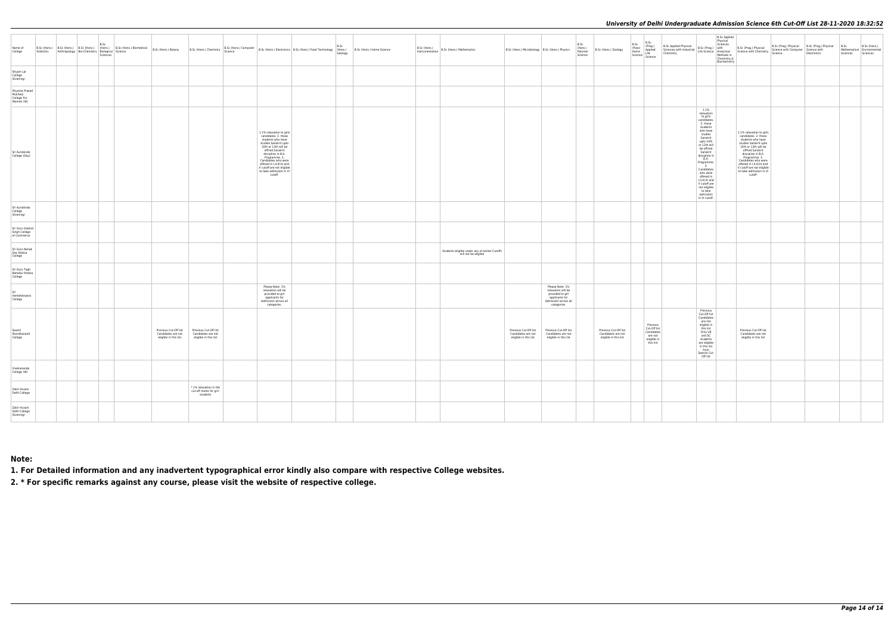| Name of College | B.Sc (Hons.) Statistics | B.Sc (Hons.) Anthropology | B.Sc (Hons.) Bio-Chemistry | B.Sc (Hons.) Biological Sciences | B.Sc (Hons.) Biomedical Science | B.Sc (Hons.) Botany | B.Sc (Hons.) Chemistry | B.Sc (Hons.) Computer Science | B.Sc (Hons.) Electronics | B.Sc (Hons.) Food Technology | B.Sc (Hons.) Geology | B.Sc (Hons.) Home Science | B.Sc (Hons.) Instrumentation | B.Sc (Hons.) Mathematics | B.Sc (Hons.) Microbiology | B.Sc (Hons.) Physics | B.Sc (Hons.) Polymer Science | B.Sc (Hons.) Zoology | B.Sc (Pass) Home Science | B.Sc (Prog.) Applied Life Science | B.Sc Applied Physical Sciences with Industrial Chemistry | B.Sc (Prog.) Life Science | B.Sc Applied Physical Sciences with Analytical Methods in Chemistry & Biochemistry | B.Sc (Prog.) Physical Science with Chemistry | B.Sc (Prog.) Physical Science with Computer Science | B.Sc (Prog.) Physical Science with Electronics | B.Sc Mathematical Sciences | B.Sc (Hons.) Environmental Sciences |
|---|---|---|---|---|---|---|---|---|---|---|---|---|---|---|---|---|---|---|---|---|---|---|---|---|---|---|---|---|
| Shyam Lal College (Evening) | | | | | | | | | | | | | | | | | | | | | | | | | | | | |
| Shyama Prasad Mukherji College For Women (W) | | | | | | | | | | | | | | | | | | | | | | | | | | | | |
| Sri Aurobindo College (Day) | | | | | | | | | 1.1% relaxation to girls candidates. 2. those students who have studies Sanskrit upto 10th or 12th will be offred Sanskrit discipline in B.A. Programme. 3. Candidates who were offered in I,II,III,IV and V cutoff are not eligible to take admission in VI cutoff. | | | | | | | | | | | | | 1.1% relaxation to girls candidates. 2. those students who have studies Sanskrit upto 10th or 12th will be offred Sanskrit discipline in B.A. Programme. 3. Candidates who were offered in I,II,III,IV and V cutoff are not eligible to take admission in VI cutoff. | | 1.1% relaxation to girls candidates. 2. those students who have studies Sanskrit upto 10th or 12th will be offred Sanskrit discipline in B.A. Programme. 3. Candidates who were offered in I,II,III,IV and V cutoff are not eligible to take admission in VI cutoff. | | | | |
| Sri Aurobindo College (Evening) | | | | | | | | | | | | | | | | | | | | | | | | | | | | |
| Sri Guru Gobind Singh College of Commerce | | | | | | | | | | | | | | | | | | | | | | | | | | | | |
| Sri Guru Nanak Dev Khalsa College | | | | | | | | | | | | | | Students eligible under any of earlier Cutoffs will not be eligible | | | | | | | | | | | | | | |
| Sri Guru Tegh Bahadur Khalsa College | | | | | | | | | | | | | | | | | | | | | | | | | | | | |
| Sri Venketeswara College | | | | | | | | | Please Note- 1% relaxation will be provided to girl applicants for Admission across all categories. | | | | | | | Please Note- 1% relaxation will be provided to girl applicants for Admission across all categories. | | | | | | | | | | | | |
| Swami Shardhanand College | | | | | | Previous Cut-Off list Candidates are not eligible in this list | Previous Cut-Off list Candidates are not eligible in this list | | | | | | | | Previous Cut-Off list Candidates are not eligible in this list | Previous Cut-Off list Candidates are not eligible in this list | | Previous Cut-Off list Candidates are not eligible in this list | | Previous Cut-Off list Candidates are not eligible in this list | | Previous Cut-Off list Candidates are not eligible in this list Only UR and SC students are eligible in this list from Special Cut-Off list | | Previous Cut-Off list Candidates are not eligible in this list | | | | |
| Vivekananda College (W) | | | | | | | | | | | | | | | | | | | | | | | | | | | | |
| Zakir Husain Delhi College | | | | | | | * 1% relaxation in the cut-off marks for girl-students | | | | | | | | | | | | | | | | | | | | | |
| Zakir Husain Delhi College (Evening) | | | | | | | | | | | | | | | | | | | | | | | | | | | | |

**Note:**

**1. For Detailed information and any inadvertent typographical error kindly also compare with respective College websites.**

**2. * For specific remarks against any course, please visit the website of respective college.**